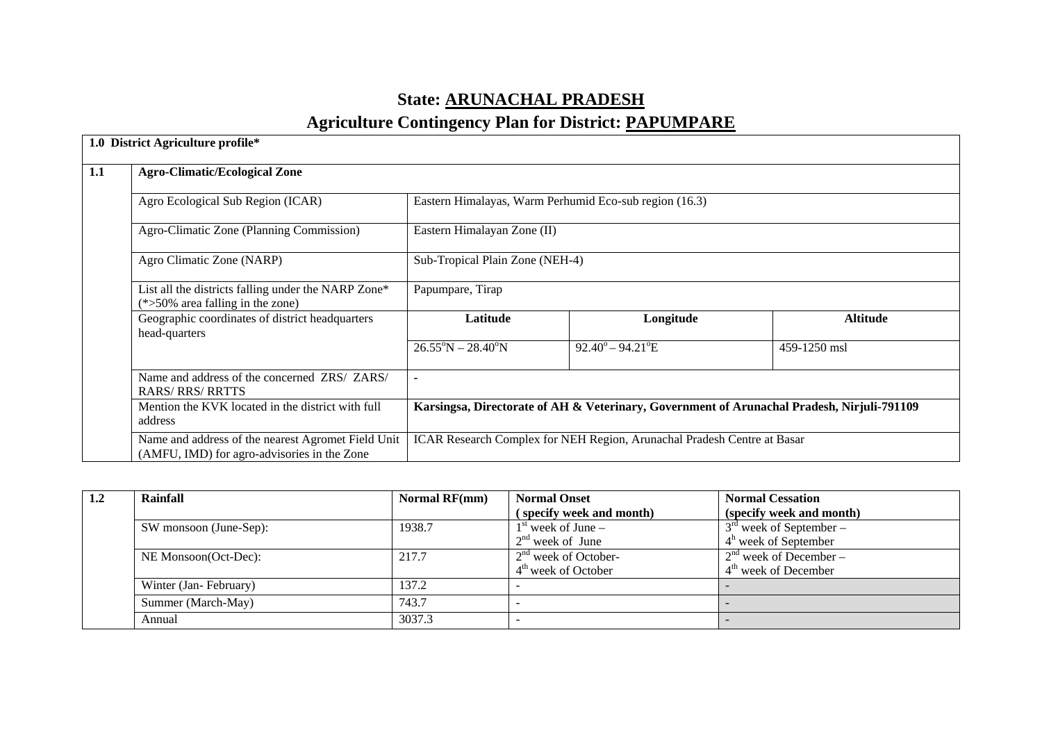# State: ARUNACHAL PRADESH

# Agriculture Contingency Plan for District: PAPUMPARE

| 1.0 District Agriculture profile* | | | | |
|---|---|---|---|---|
| **1.1** | **Agro-Climatic/Ecological Zone** | | | |
| | Agro Ecological Sub Region (ICAR) | Eastern Himalayas, Warm Perhumid Eco-sub region (16.3) | | |
| | Agro-Climatic Zone (Planning Commission) | Eastern Himalayan Zone (II) | | |
| | Agro Climatic Zone (NARP) | Sub-Tropical Plain Zone (NEH-4) | | |
| | List all the districts falling under the NARP Zone* (*>50% area falling in the zone) | Papumpare, Tirap | | |
| | Geographic coordinates of district headquarters head-quarters | **Latitude** | **Longitude** | **Altitude** |
| | | 26.55°N – 28.40°N | 92.40° – 94.21°E | 459-1250 msl |
| | Name and address of the concerned ZRS/ ZARS/ RARS/ RRS/ RRTTS | - | | |
| | Mention the KVK located in the district with full address | **Karsingsa, Directorate of AH & Veterinary, Government of Arunachal Pradesh, Nirjuli-791109** | | |
| | Name and address of the nearest Agromet Field Unit (AMFU, IMD) for agro-advisories in the Zone | ICAR Research Complex for NEH Region, Arunachal Pradesh Centre at Basar | | |

| 1.2 | Rainfall | Normal RF(mm) | Normal Onset (specify week and month) | Normal Cessation (specify week and month) |
|---|---|---|---|---|
| | SW monsoon (June-Sep): | 1938.7 | 1st week of June – 2nd week of June | 3rd week of September – 4th week of September |
| | NE Monsoon(Oct-Dec): | 217.7 | 2nd week of October- 4th week of October | 2nd week of December – 4th week of December |
| | Winter (Jan- February) | 137.2 | - | - |
| | Summer (March-May) | 743.7 | - | - |
| | Annual | 3037.3 | - | - |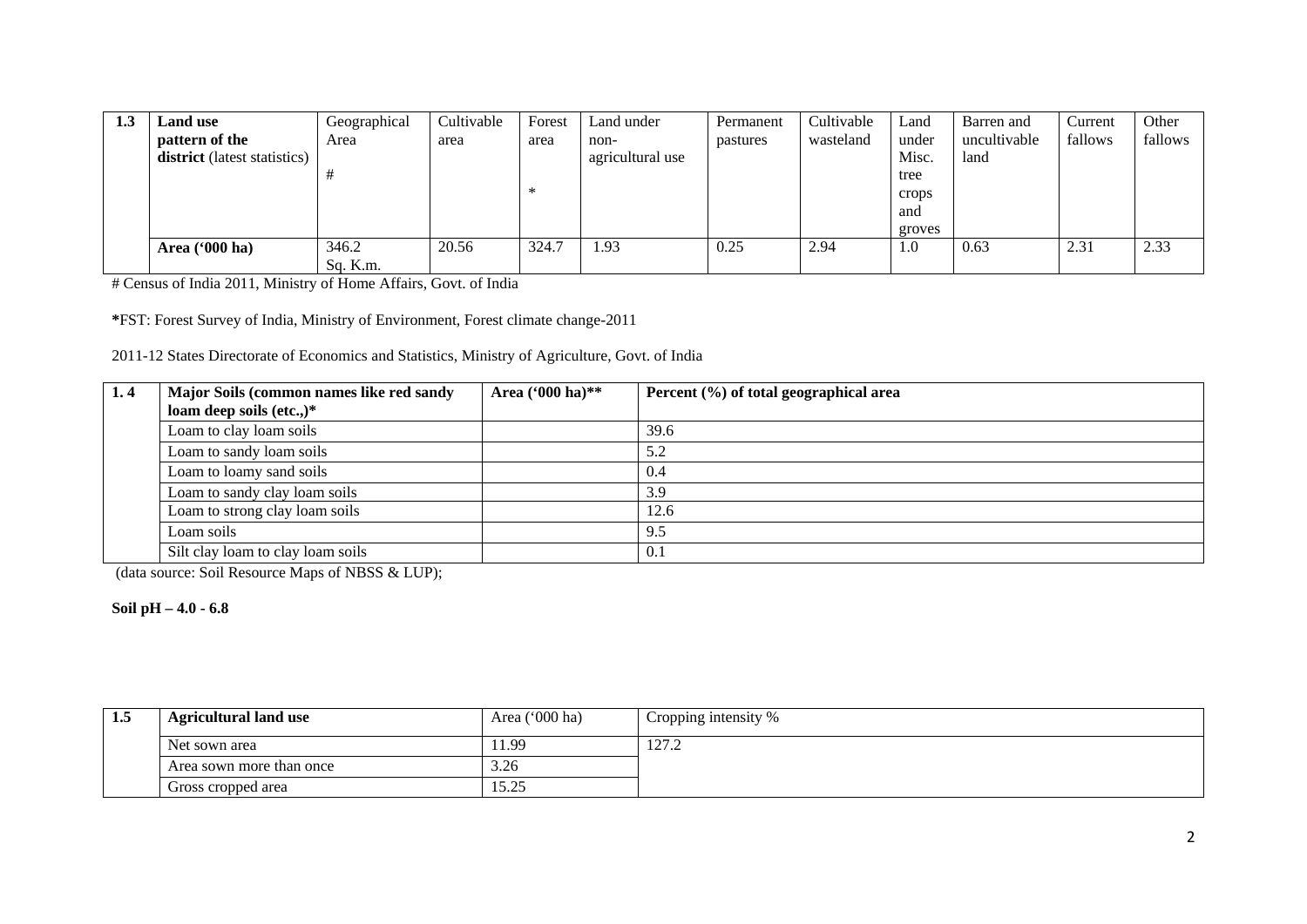| 1.3 | Land use pattern of the district (latest statistics) | Geographical Area # | Cultivable area | Forest area * | Land under non-agricultural use | Permanent pastures | Cultivable wasteland | Land under Misc. tree crops and groves | Barren and uncultivable land | Current fallows | Other fallows |
|---|---|---|---|---|---|---|---|---|---|---|---|
| | **Area ('000 ha)** | 346.2 Sq. K.m. | 20.56 | 324.7 | 1.93 | 0.25 | 2.94 | 1.0 | 0.63 | 2.31 | 2.33 |

# Census of India 2011, Ministry of Home Affairs, Govt. of India

**\***FST: Forest Survey of India, Ministry of Environment, Forest climate change-2011

2011-12 States Directorate of Economics and Statistics, Ministry of Agriculture, Govt. of India

| 1. 4 | Major Soils (common names like red sandy loam deep soils (etc.,)* | Area ('000 ha)** | Percent (%) of total geographical area |
|---|---|---|---|
| | Loam to clay loam soils | | 39.6 |
| | Loam to sandy loam soils | | 5.2 |
| | Loam to loamy sand soils | | 0.4 |
| | Loam to sandy clay loam soils | | 3.9 |
| | Loam to strong clay loam soils | | 12.6 |
| | Loam soils | | 9.5 |
| | Silt clay loam to clay loam soils | | 0.1 |

(data source: Soil Resource Maps of NBSS & LUP);

**Soil pH – 4.0 - 6.8**

| 1.5 | Agricultural land use | Area ('000 ha) | Cropping intensity % |
|---|---|---|---|
| | Net sown area | 11.99 | 127.2 |
| | Area sown more than once | 3.26 | |
| | Gross cropped area | 15.25 | |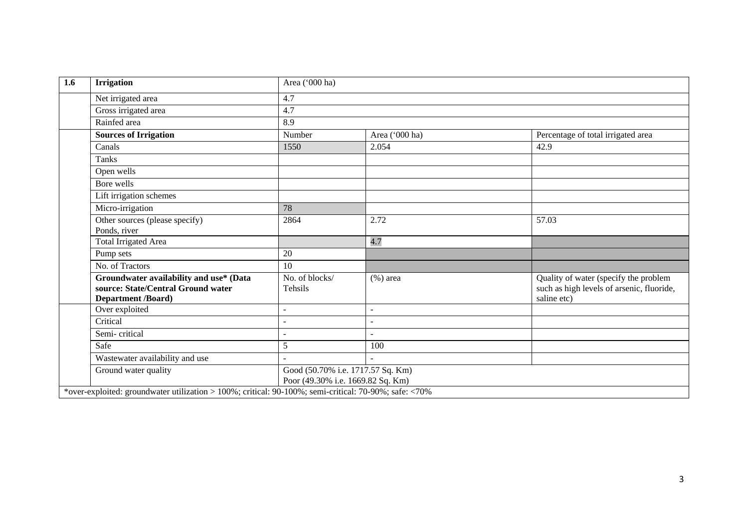| 1.6 | **Irrigation** | Area ('000 ha) | | |
|---|---|---|---|---|
| | Net irrigated area | 4.7 | | |
| | Gross irrigated area | 4.7 | | |
| | Rainfed area | 8.9 | | |
| | **Sources of Irrigation** | Number | Area ('000 ha) | Percentage of total irrigated area |
| | Canals | 1550 | 2.054 | 42.9 |
| | Tanks | | | |
| | Open wells | | | |
| | Bore wells | | | |
| | Lift irrigation schemes | | | |
| | Micro-irrigation | 78 | | |
| | Other sources (please specify) Ponds, river | 2864 | 2.72 | 57.03 |
| | Total Irrigated Area | | 4.7 | |
| | Pump sets | 20 | | |
| | No. of Tractors | 10 | | |
| | **Groundwater availability and use\* (Data source: State/Central Ground water Department /Board)** | No. of blocks/ Tehsils | (%) area | Quality of water (specify the problem such as high levels of arsenic, fluoride, saline etc) |
| | Over exploited | - | - | |
| | Critical | - | - | |
| | Semi- critical | - | - | |
| | Safe | 5 | 100 | |
| | Wastewater availability and use | - | - | |
| | Ground water quality | Good (50.70% i.e. 1717.57 Sq. Km) Poor (49.30% i.e. 1669.82 Sq. Km) | | |
| \*over-exploited: groundwater utilization > 100%; critical: 90-100%; semi-critical: 70-90%; safe: <70% | | | | |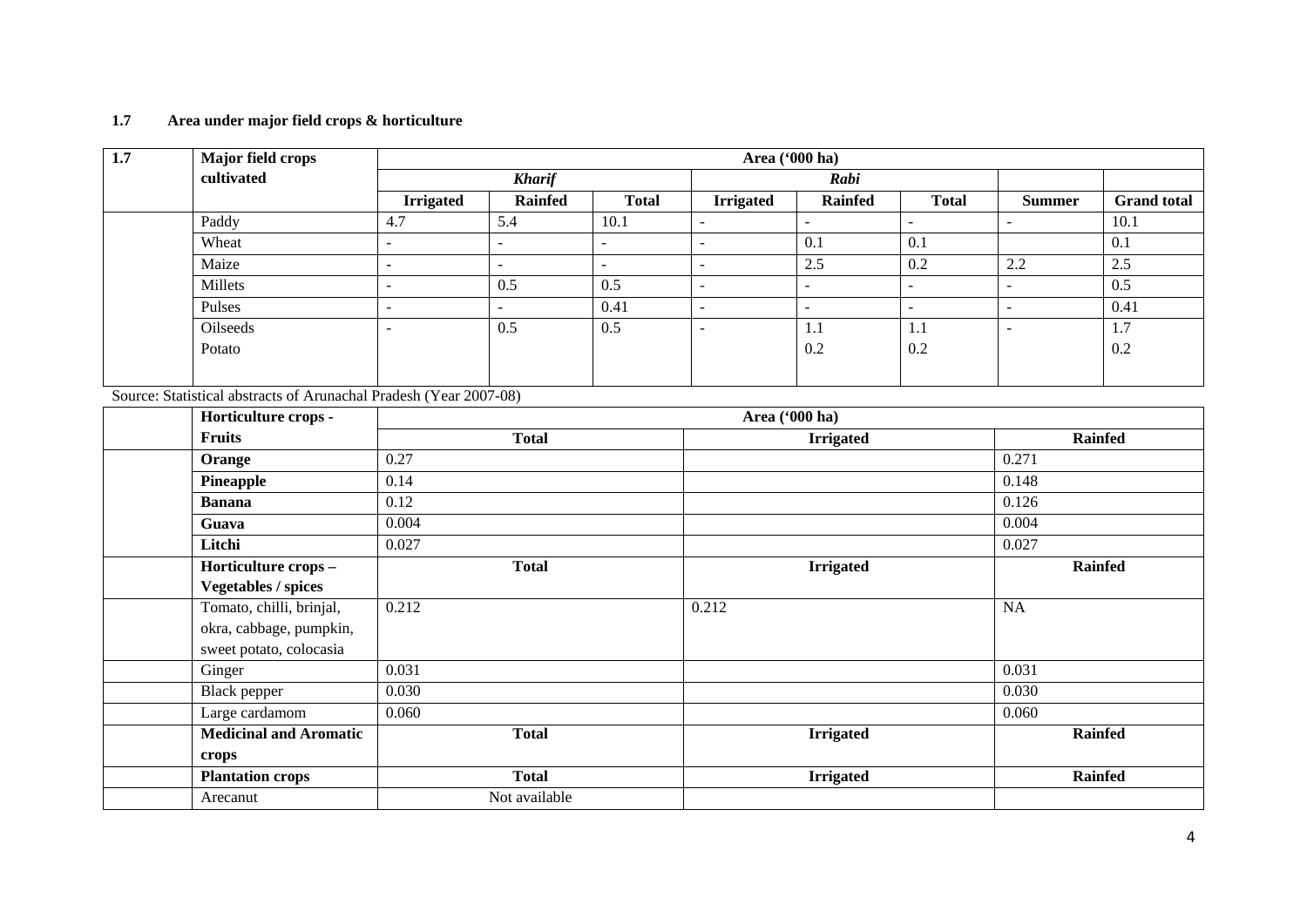**1.7 Area under major field crops & horticulture**

| 1.7 | Major field crops cultivated | Area ('000 ha) | | | | | | | |
|---|---|---|---|---|---|---|---|---|---|
| | | *Kharif* | | | *Rabi* | | | | |
| | | **Irrigated** | **Rainfed** | **Total** | **Irrigated** | **Rainfed** | **Total** | **Summer** | **Grand total** |
| | Paddy | 4.7 | 5.4 | 10.1 | - | - | - | - | 10.1 |
| | Wheat | - | - | - | - | 0.1 | 0.1 | | 0.1 |
| | Maize | - | - | - | - | 2.5 | 0.2 | 2.2 | 2.5 |
| | Millets | - | 0.5 | 0.5 | - | - | - | - | 0.5 |
| | Pulses | - | - | 0.41 | - | - | - | - | 0.41 |
| | Oilseeds | - | 0.5 | 0.5 | - | 1.1 | 1.1 | - | 1.7 |
| | Potato | | | | | 0.2 | 0.2 | | 0.2 |

Source: Statistical abstracts of Arunachal Pradesh (Year 2007-08)

| | Horticulture crops - Fruits | Area ('000 ha) | | |
|---|---|---|---|---|
| | | **Total** | **Irrigated** | **Rainfed** |
| | **Orange** | 0.27 | | 0.271 |
| | **Pineapple** | 0.14 | | 0.148 |
| | **Banana** | 0.12 | | 0.126 |
| | **Guava** | 0.004 | | 0.004 |
| | **Litchi** | 0.027 | | 0.027 |
| | **Horticulture crops – Vegetables / spices** | **Total** | **Irrigated** | **Rainfed** |
| | Tomato, chilli, brinjal, okra, cabbage, pumpkin, sweet potato, colocasia | 0.212 | 0.212 | NA |
| | Ginger | 0.031 | | 0.031 |
| | Black pepper | 0.030 | | 0.030 |
| | Large cardamom | 0.060 | | 0.060 |
| | **Medicinal and Aromatic crops** | **Total** | **Irrigated** | **Rainfed** |
| | **Plantation crops** | **Total** | **Irrigated** | **Rainfed** |
| | Arecanut | Not available | | |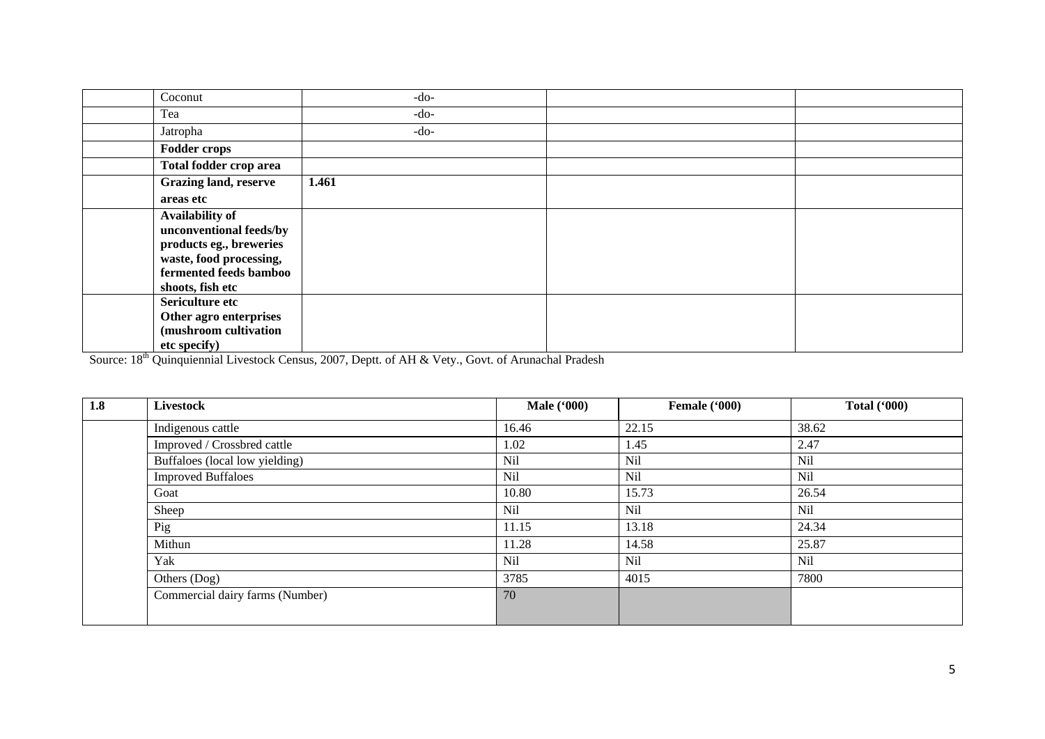| | | | | |
|---|---|---|---|---|
| | Coconut | -do- | | |
| | Tea | -do- | | |
| | Jatropha | -do- | | |
| | **Fodder crops** | | | |
| | **Total fodder crop area** | | | |
| | **Grazing land, reserve areas etc** | **1.461** | | |
| | **Availability of unconventional feeds/by products eg., breweries waste, food processing, fermented feeds bamboo shoots, fish etc** | | | |
| | **Sericulture etc Other agro enterprises (mushroom cultivation etc specify)** | | | |

Source: 18th Quinquiennial Livestock Census, 2007, Deptt. of AH & Vety., Govt. of Arunachal Pradesh

| **1.8** | **Livestock** | **Male ('000)** | **Female ('000)** | **Total ('000)** |
|---|---|---|---|---|
| | Indigenous cattle | 16.46 | 22.15 | 38.62 |
| | Improved / Crossbred cattle | 1.02 | 1.45 | 2.47 |
| | Buffaloes (local low yielding) | Nil | Nil | Nil |
| | Improved Buffaloes | Nil | Nil | Nil |
| | Goat | 10.80 | 15.73 | 26.54 |
| | Sheep | Nil | Nil | Nil |
| | Pig | 11.15 | 13.18 | 24.34 |
| | Mithun | 11.28 | 14.58 | 25.87 |
| | Yak | Nil | Nil | Nil |
| | Others (Dog) | 3785 | 4015 | 7800 |
| | Commercial dairy farms (Number) | 70 | | |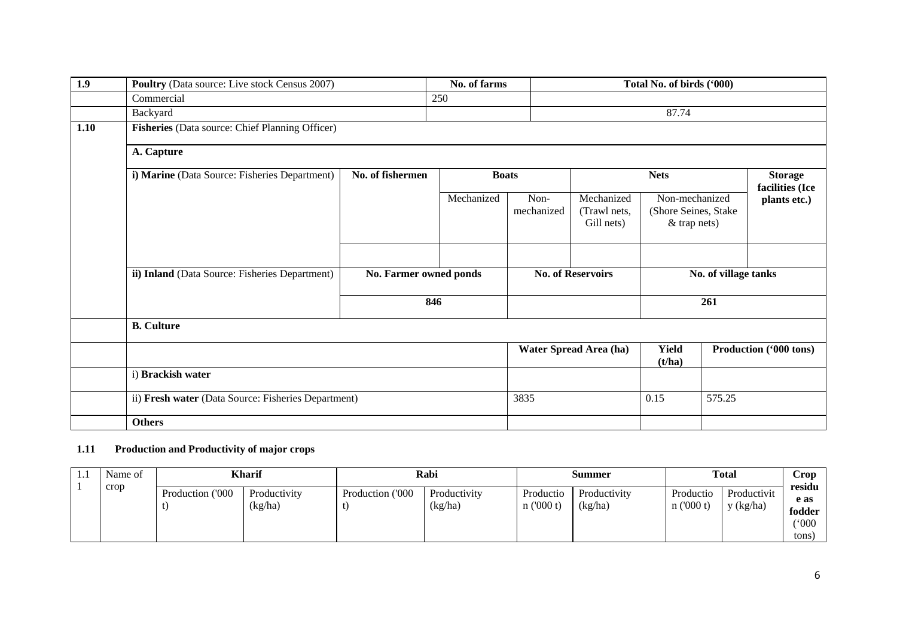| 1.9 | Poultry (Data source: Live stock Census 2007) | No. of farms | Total No. of birds ('000) |
|---|---|---|---|
| | Commercial | 250 | |
| | Backyard | | 87.74 |

| 1.10 | Fisheries (Data source: Chief Planning Officer) | | | | | | |
|---|---|---|---|---|---|---|---|
| | A. Capture | | | | | | |
| | i) Marine (Data Source: Fisheries Department) | No. of fishermen | Boats | | Nets | | Storage facilities (Ice plants etc.) |
| | | | Mechanized | Non-mechanized | Mechanized (Trawl nets, Gill nets) | Non-mechanized (Shore Seines, Stake & trap nets) | |
| | | | | | | | |
| | ii) Inland (Data Source: Fisheries Department) | No. Farmer owned ponds | | No. of Reservoirs | | No. of village tanks | |
| | | 846 | | | | 261 | |
| | B. Culture | | | | | | |
| | | | | Water Spread Area (ha) | | Yield (t/ha) | Production ('000 tons) |
| | i) Brackish water | | | | | | |
| | ii) Fresh water (Data Source: Fisheries Department) | | | 3835 | | 0.15 | 575.25 |
| | Others | | | | | | |

**1.11 Production and Productivity of major crops**

| 1.11 | Name of crop | Kharif | | Rabi | | Summer | | Total | | Crop residue as fodder ('000 tons) |
|---|---|---|---|---|---|---|---|---|---|---|
| | | Production ('000 t) | Productivity (kg/ha) | Production ('000 t) | Productivity (kg/ha) | Production ('000 t) | Productivity (kg/ha) | Production ('000 t) | Productivity (kg/ha) | |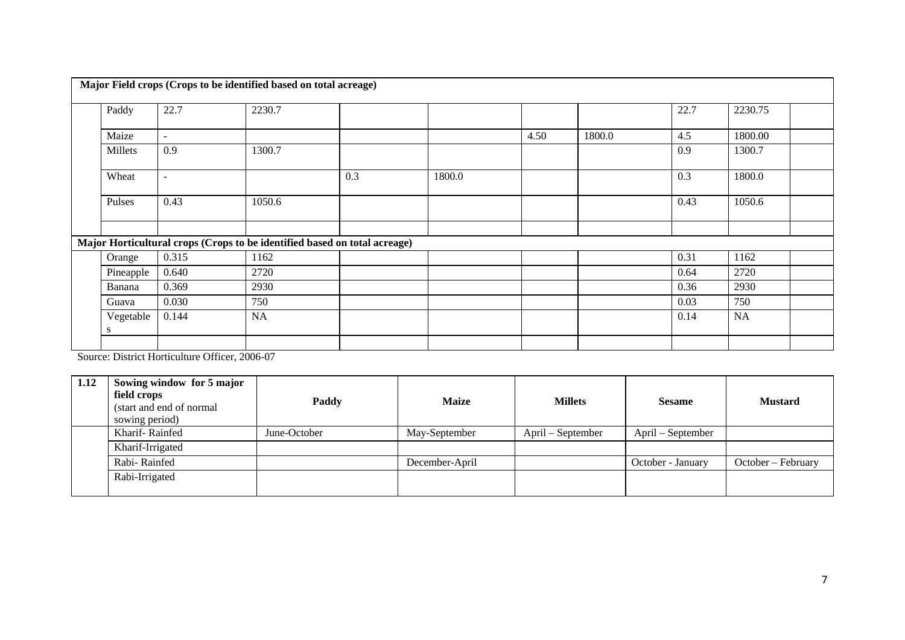| | | | | | | | | | | |
|---|---|---|---|---|---|---|---|---|---|---|
| **Major Field crops (Crops to be identified based on total acreage)** | | | | | | | | | | |
| | Paddy | 22.7 | 2230.7 | | | | | 22.7 | 2230.75 | |
| | Maize | - | | | | 4.50 | 1800.0 | 4.5 | 1800.00 | |
| | Millets | 0.9 | 1300.7 | | | | | 0.9 | 1300.7 | |
| | Wheat | - | | 0.3 | 1800.0 | | | 0.3 | 1800.0 | |
| | Pulses | 0.43 | 1050.6 | | | | | 0.43 | 1050.6 | |
| | | | | | | | | | | |
| **Major Horticultural crops (Crops to be identified based on total acreage)** | | | | | | | | | | |
| | Orange | 0.315 | 1162 | | | | | 0.31 | 1162 | |
| | Pineapple | 0.640 | 2720 | | | | | 0.64 | 2720 | |
| | Banana | 0.369 | 2930 | | | | | 0.36 | 2930 | |
| | Guava | 0.030 | 750 | | | | | 0.03 | 750 | |
| | Vegetables | 0.144 | NA | | | | | 0.14 | NA | |
| | | | | | | | | | | |

Source: District Horticulture Officer, 2006-07

| 1.12 | **Sowing window for 5 major field crops** (start and end of normal sowing period) | **Paddy** | **Maize** | **Millets** | **Sesame** | **Mustard** |
|---|---|---|---|---|---|---|
| | Kharif- Rainfed | June-October | May-September | April – September | April – September | |
| | Kharif-Irrigated | | | | | |
| | Rabi- Rainfed | | December-April | | October - January | October – February |
| | Rabi-Irrigated | | | | | |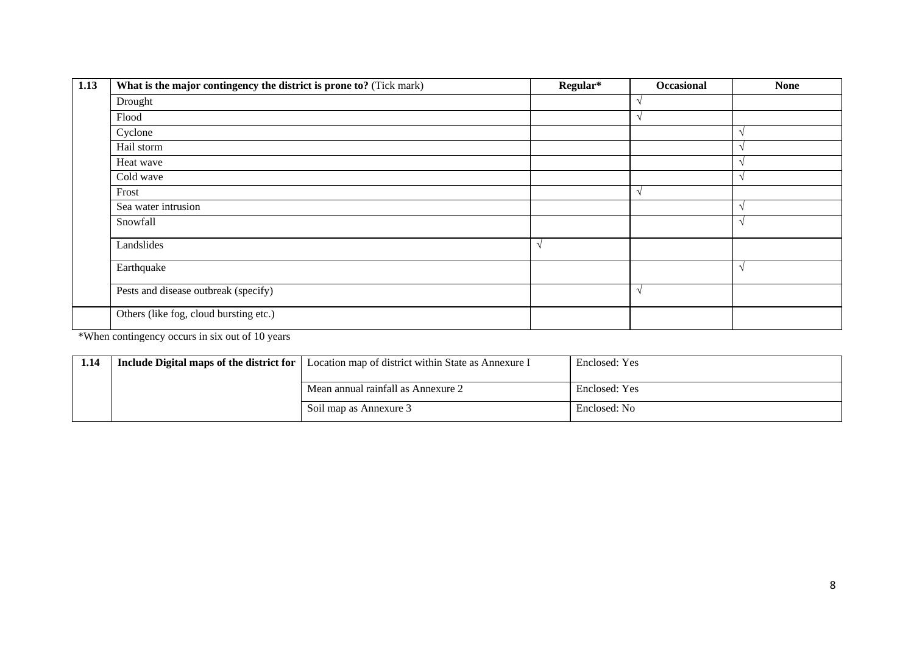| 1.13 | What is the major contingency the district is prone to? (Tick mark) | Regular* | Occasional | None |
|---|---|---|---|---|
| | Drought | | √ | |
| | Flood | | √ | |
| | Cyclone | | | √ |
| | Hail storm | | | √ |
| | Heat wave | | | √ |
| | Cold wave | | | √ |
| | Frost | | √ | |
| | Sea water intrusion | | | √ |
| | Snowfall | | | √ |
| | Landslides | √ | | |
| | Earthquake | | | √ |
| | Pests and disease outbreak (specify) | | √ | |
| | Others (like fog, cloud bursting etc.) | | | |

*When contingency occurs in six out of 10 years

| 1.14 | Include Digital maps of the district for | Location map of district within State as Annexure I | Enclosed: Yes |
|---|---|---|---|
| | | Mean annual rainfall as Annexure 2 | Enclosed: Yes |
| | | Soil map as Annexure 3 | Enclosed: No |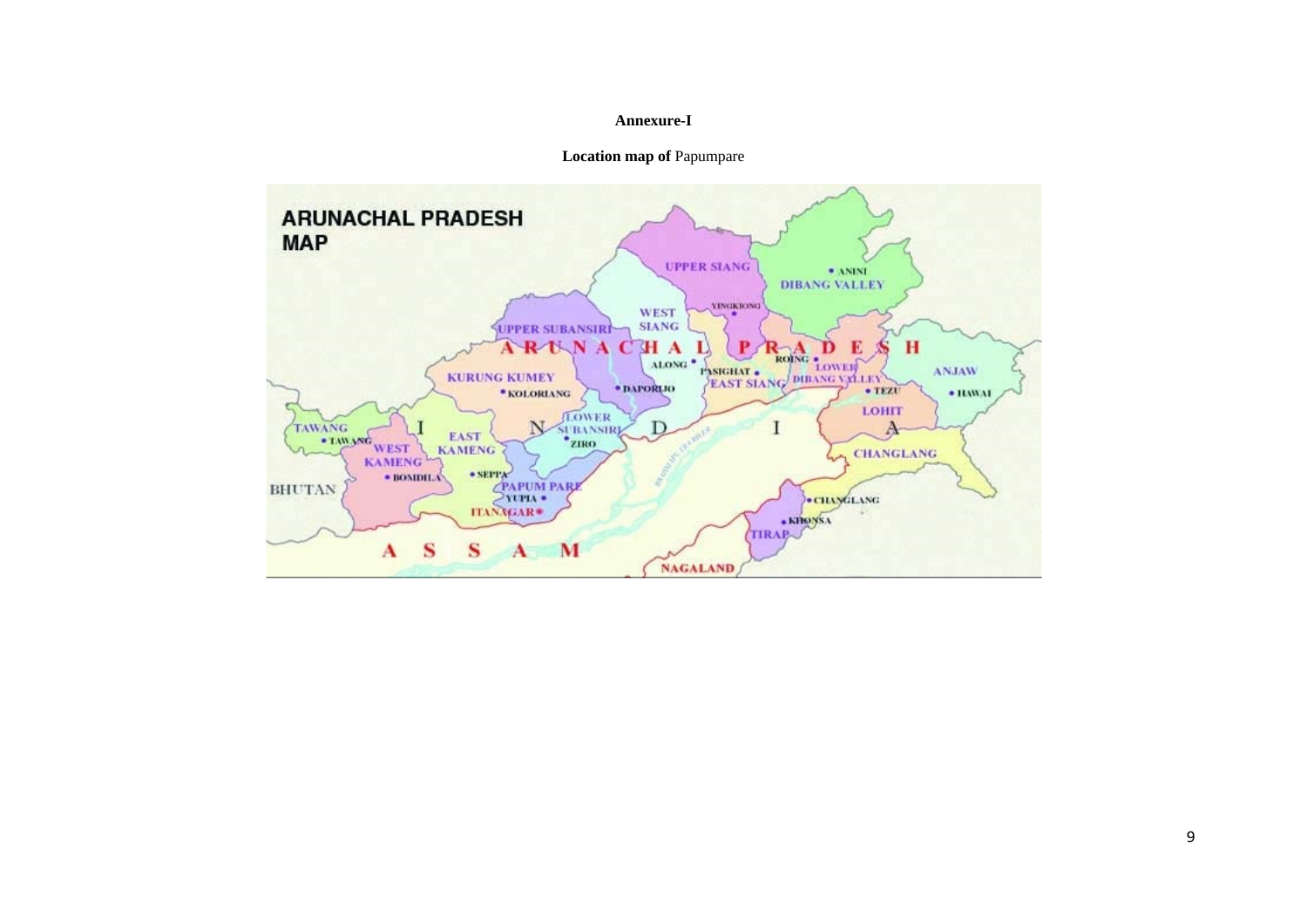**Annexure-I**

**Location map of** Papumpare

ARUNACHAL PRADESH
MAP

UPPER SIANG
• ANINI
DIBANG VALLEY
YINGKIONG
WEST
SIANG
UPPER SUBANSIRI
A R U N A C H A L P R A D E S H
ALONG
ROING
LOWER
PASIGHAT
ANJAW
KURUNG KUMEY
EAST SIANG
DIBANG VALLEY
• KOLORIANG
• DAPORIJO
• TEZU
• HAWAI
LOWER
LOHIT
TAWANG
I
N
SUBANSIRI
D
I
A
• TAWANG
EAST
• ZIRO
WEST
KAMENG
CHANGLANG
KAMENG
• SEPPA
• BOMDILA
PAPUM PARE
BHUTAN
YUPIA •
• CHANGLANG
ITANAGAR
• KHONSA
TIRAP
A S S A M
NAGALAND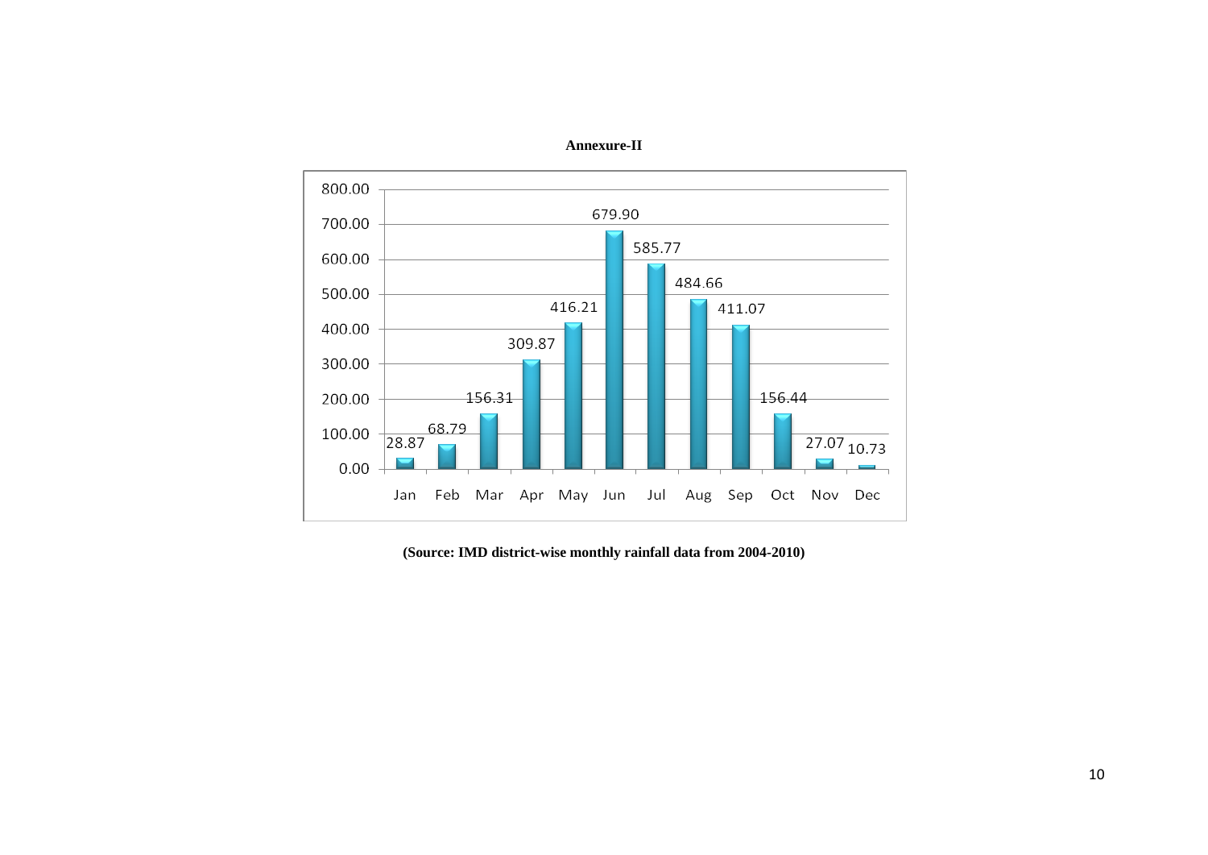**Annexure-II**

| Month | Rainfall |
|---|---|
| Jan | 28.87 |
| Feb | 68.79 |
| Mar | 156.31 |
| Apr | 309.87 |
| May | 416.21 |
| Jun | 679.90 |
| Jul | 585.77 |
| Aug | 484.66 |
| Sep | 411.07 |
| Oct | 156.44 |
| Nov | 27.07 |
| Dec | 10.73 |

**(Source: IMD district-wise monthly rainfall data from 2004-2010)**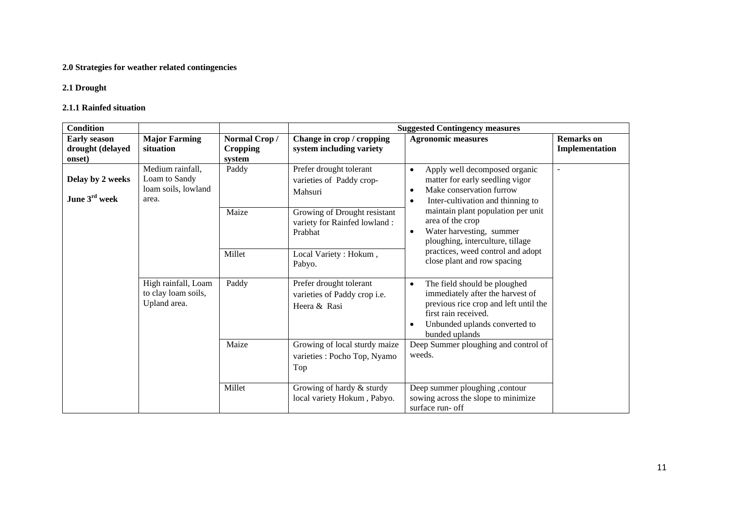**2.0 Strategies for weather related contingencies**

**2.1 Drought**

**2.1.1 Rainfed situation**

| **Condition** | | | **Suggested Contingency measures** | | |
|---|---|---|---|---|---|
| **Early season drought (delayed onset)** | **Major Farming situation** | **Normal Crop / Cropping system** | **Change in crop / cropping system including variety** | **Agronomic measures** | **Remarks on Implementation** |
| **Delay by 2 weeks** **June 3rd week** | Medium rainfall, Loam to Sandy loam soils, lowland area. | Paddy | Prefer drought tolerant varieties of Paddy crop- Mahsuri | • Apply well decomposed organic matter for early seedling vigor<br>• Make conservation furrow<br>• Inter-cultivation and thinning to maintain plant population per unit area of the crop<br>• Water harvesting, summer ploughing, interculture, tillage practices, weed control and adopt close plant and row spacing | - |
| | | Maize | Growing of Drought resistant variety for Rainfed lowland : Prabhat | | |
| | | Millet | Local Variety : Hokum , Pabyo. | | |
| | High rainfall, Loam to clay loam soils, Upland area. | Paddy | Prefer drought tolerant varieties of Paddy crop i.e. Heera & Rasi | • The field should be ploughed immediately after the harvest of previous rice crop and left until the first rain received.<br>• Unbunded uplands converted to bunded uplands | |
| | | Maize | Growing of local sturdy maize varieties : Pocho Top, Nyamo Top | Deep Summer ploughing and control of weeds. | |
| | | Millet | Growing of hardy & sturdy local variety Hokum , Pabyo. | Deep summer ploughing ,contour sowing across the slope to minimize surface run- off | |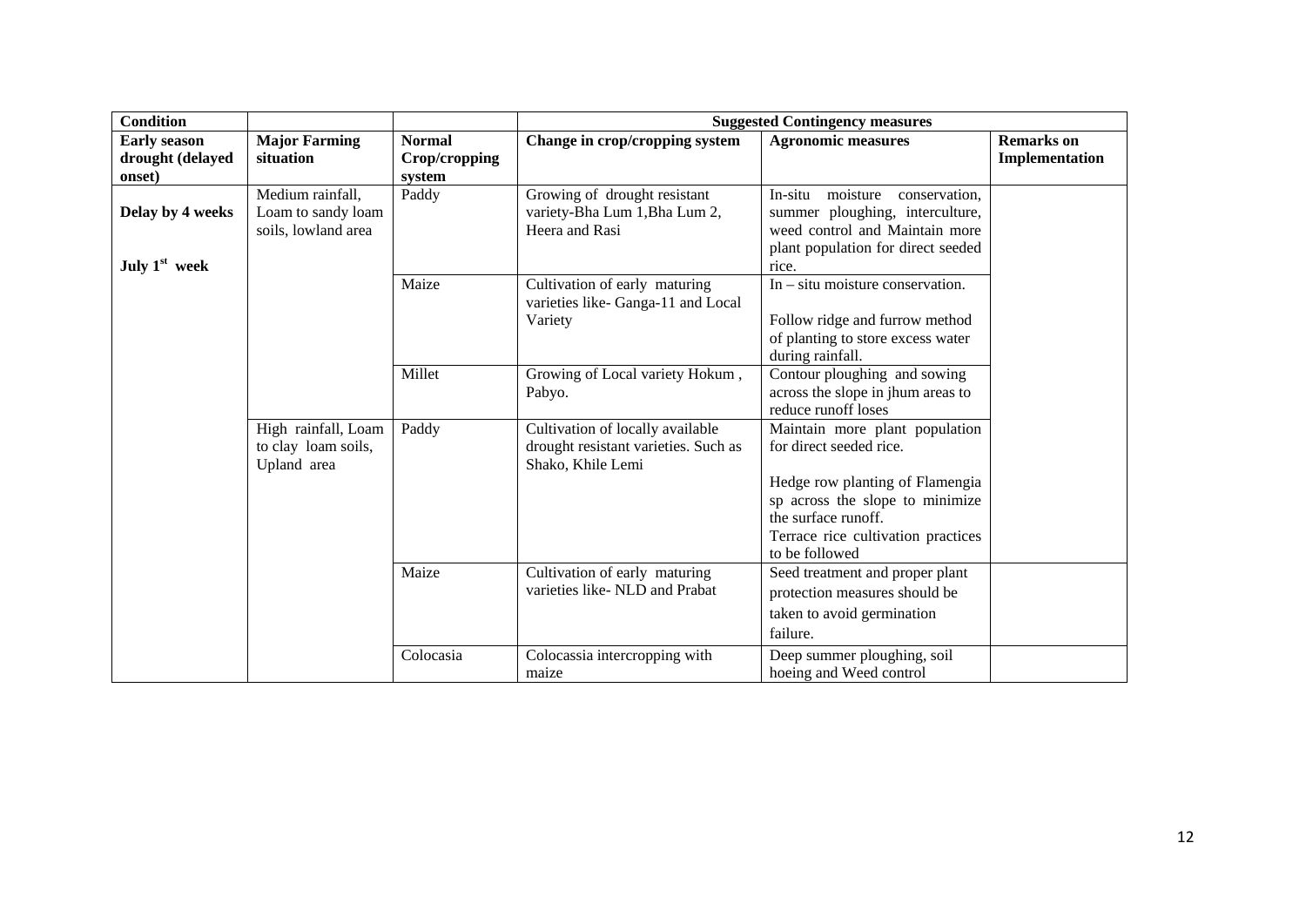| Condition | | | Suggested Contingency measures | | |
|---|---|---|---|---|---|
| **Early season drought (delayed onset)** | **Major Farming situation** | **Normal Crop/cropping system** | **Change in crop/cropping system** | **Agronomic measures** | **Remarks on Implementation** |
| **Delay by 4 weeks** **July 1st week** | Medium rainfall, Loam to sandy loam soils, lowland area | Paddy | Growing of drought resistant variety-Bha Lum 1,Bha Lum 2, Heera and Rasi | In-situ moisture conservation, summer ploughing, interculture, weed control and Maintain more plant population for direct seeded rice. | |
| | | Maize | Cultivation of early maturing varieties like- Ganga-11 and Local Variety | In – situ moisture conservation. Follow ridge and furrow method of planting to store excess water during rainfall. | |
| | | Millet | Growing of Local variety Hokum , Pabyo. | Contour ploughing and sowing across the slope in jhum areas to reduce runoff loses | |
| | High rainfall, Loam to clay loam soils, Upland area | Paddy | Cultivation of locally available drought resistant varieties. Such as Shako, Khile Lemi | Maintain more plant population for direct seeded rice. Hedge row planting of Flamengia sp across the slope to minimize the surface runoff. Terrace rice cultivation practices to be followed | |
| | | Maize | Cultivation of early maturing varieties like- NLD and Prabat | Seed treatment and proper plant protection measures should be taken to avoid germination failure. | |
| | | Colocasia | Colocassia intercropping with maize | Deep summer ploughing, soil hoeing and Weed control | |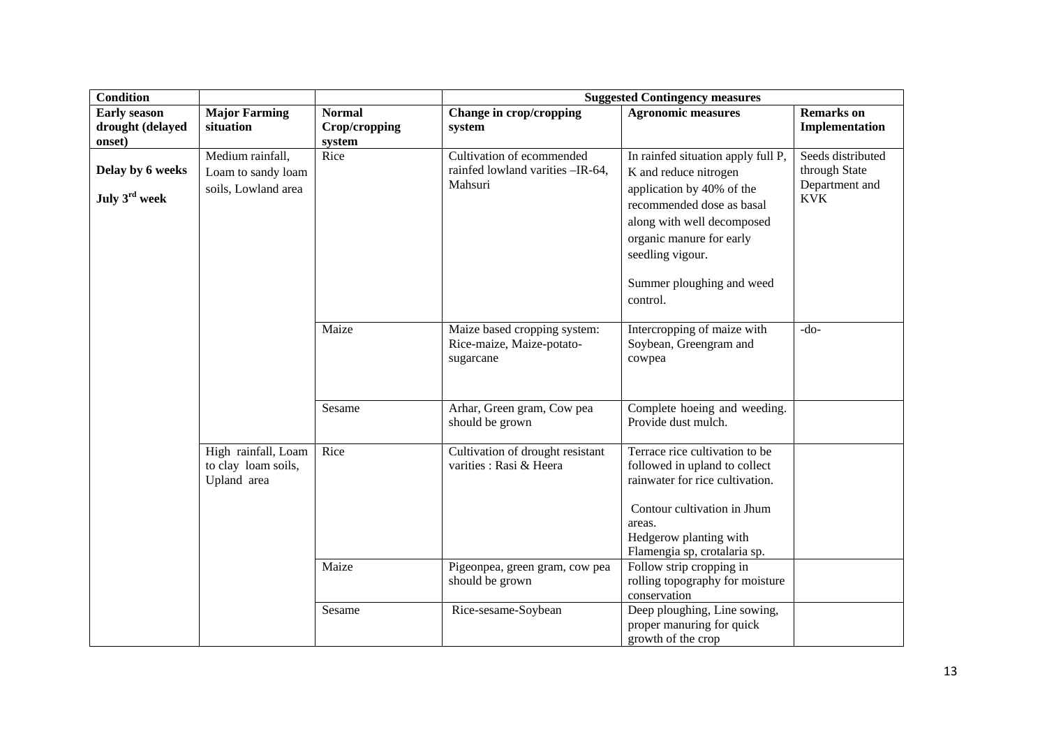| Condition | | | Suggested Contingency measures | | |
|---|---|---|---|---|---|
| **Early season drought (delayed onset)** | **Major Farming situation** | **Normal Crop/cropping system** | **Change in crop/cropping system** | **Agronomic measures** | **Remarks on Implementation** |
| **Delay by 6 weeks** **July 3rd week** | Medium rainfall, Loam to sandy loam soils, Lowland area | Rice | Cultivation of ecommended rainfed lowland varities –IR-64, Mahsuri | In rainfed situation apply full P, K and reduce nitrogen application by 40% of the recommended dose as basal along with well decomposed organic manure for early seedling vigour. Summer ploughing and weed control. | Seeds distributed through State Department and KVK |
| | | Maize | Maize based cropping system: Rice-maize, Maize-potato-sugarcane | Intercropping of maize with Soybean, Greengram and cowpea | -do- |
| | | Sesame | Arhar, Green gram, Cow pea should be grown | Complete hoeing and weeding. Provide dust mulch. | |
| | High rainfall, Loam to clay loam soils, Upland area | Rice | Cultivation of drought resistant varities : Rasi & Heera | Terrace rice cultivation to be followed in upland to collect rainwater for rice cultivation. Contour cultivation in Jhum areas. Hedgerow planting with Flamengia sp, crotalaria sp. | |
| | | Maize | Pigeonpea, green gram, cow pea should be grown | Follow strip cropping in rolling topography for moisture conservation | |
| | | Sesame | Rice-sesame-Soybean | Deep ploughing, Line sowing, proper manuring for quick growth of the crop | |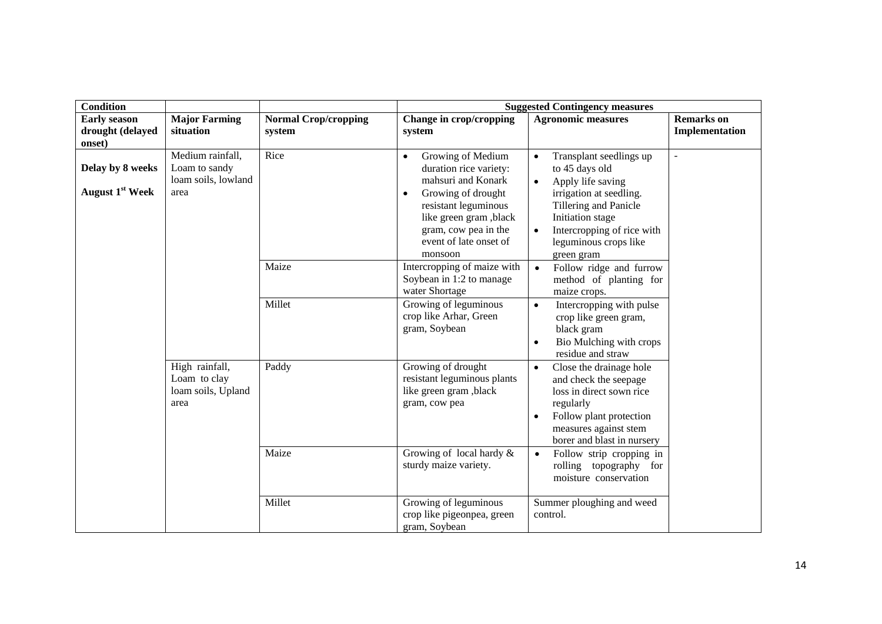| Condition | | | Suggested Contingency measures | | |
|---|---|---|---|---|---|
| **Early season drought (delayed onset)** | **Major Farming situation** | **Normal Crop/cropping system** | **Change in crop/cropping system** | **Agronomic measures** | **Remarks on Implementation** |
| **Delay by 8 weeks** **August 1st Week** | Medium rainfall, Loam to sandy loam soils, lowland area | Rice | • Growing of Medium duration rice variety: mahsuri and Konark • Growing of drought resistant leguminous like green gram ,black gram, cow pea in the event of late onset of monsoon | • Transplant seedlings up to 45 days old • Apply life saving irrigation at seedling. Tillering and Panicle Initiation stage • Intercropping of rice with leguminous crops like green gram | - |
| | | Maize | Intercropping of maize with Soybean in 1:2 to manage water Shortage | • Follow ridge and furrow method of planting for maize crops. | |
| | | Millet | Growing of leguminous crop like Arhar, Green gram, Soybean | • Intercropping with pulse crop like green gram, black gram • Bio Mulching with crops residue and straw | |
| | High rainfall, Loam to clay loam soils, Upland area | Paddy | Growing of drought resistant leguminous plants like green gram ,black gram, cow pea | • Close the drainage hole and check the seepage loss in direct sown rice regularly • Follow plant protection measures against stem borer and blast in nursery | |
| | | Maize | Growing of local hardy & sturdy maize variety. | • Follow strip cropping in rolling topography for moisture conservation | |
| | | Millet | Growing of leguminous crop like pigeonpea, green gram, Soybean | Summer ploughing and weed control. | |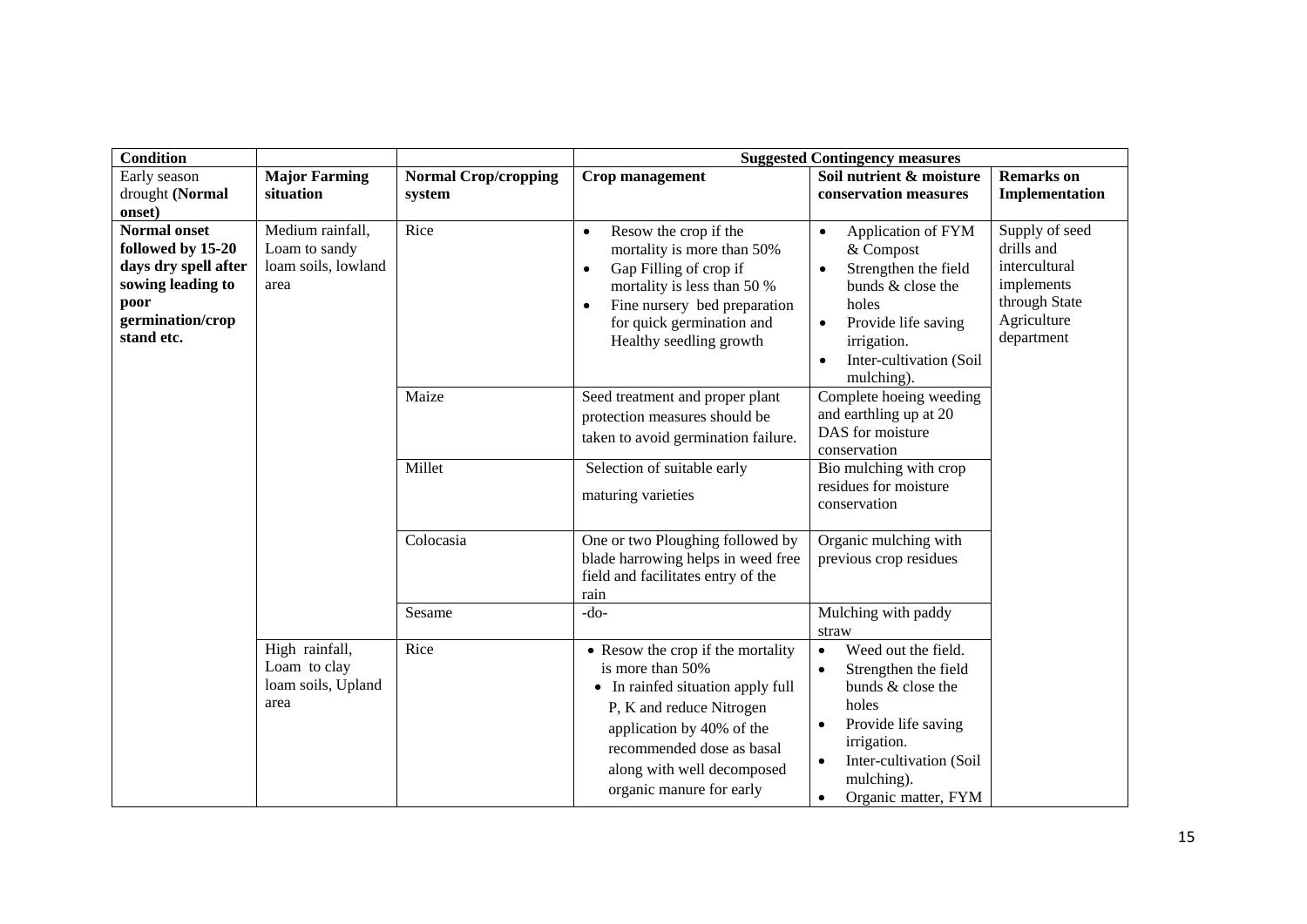| Condition | | | Suggested Contingency measures | | |
|---|---|---|---|---|---|
| Early season drought **(Normal onset)** | **Major Farming situation** | **Normal Crop/cropping system** | **Crop management** | **Soil nutrient & moisture conservation measures** | **Remarks on Implementation** |
| **Normal onset followed by 15-20 days dry spell after sowing leading to poor germination/crop stand etc.** | Medium rainfall, Loam to sandy loam soils, lowland area | Rice | • Resow the crop if the mortality is more than 50%<br>• Gap Filling of crop if mortality is less than 50 %<br>• Fine nursery bed preparation for quick germination and Healthy seedling growth | • Application of FYM & Compost<br>• Strengthen the field bunds & close the holes<br>• Provide life saving irrigation.<br>• Inter-cultivation (Soil mulching). | Supply of seed drills and intercultural implements through State Agriculture department |
| | | Maize | Seed treatment and proper plant protection measures should be taken to avoid germination failure. | Complete hoeing weeding and earthling up at 20 DAS for moisture conservation | |
| | | Millet | Selection of suitable early maturing varieties | Bio mulching with crop residues for moisture conservation | |
| | | Colocasia | One or two Ploughing followed by blade harrowing helps in weed free field and facilitates entry of the rain | Organic mulching with previous crop residues | |
| | | Sesame | -do- | Mulching with paddy straw | |
| | High rainfall, Loam to clay loam soils, Upland area | Rice | • Resow the crop if the mortality is more than 50%<br>• In rainfed situation apply full P, K and reduce Nitrogen application by 40% of the recommended dose as basal along with well decomposed organic manure for early | • Weed out the field.<br>• Strengthen the field bunds & close the holes<br>• Provide life saving irrigation.<br>• Inter-cultivation (Soil mulching).<br>• Organic matter, FYM | |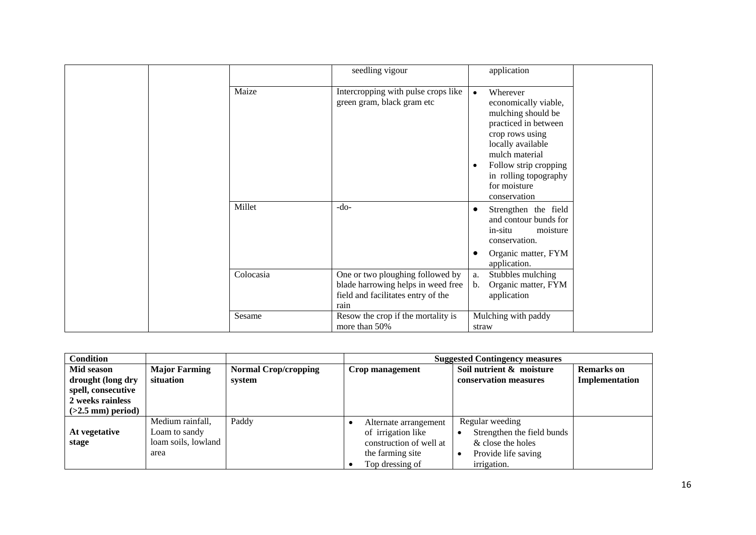| | | | | | |
|---|---|---|---|---|---|
| | | | seedling vigour | application | |
| | | Maize | Intercropping with pulse crops like green gram, black gram etc | • Wherever economically viable, mulching should be practiced in between crop rows using locally available mulch material<br>• Follow strip cropping in rolling topography for moisture conservation | |
| | | Millet | -do- | • Strengthen the field and contour bunds for in-situ moisture conservation.<br>• Organic matter, FYM application. | |
| | | Colocasia | One or two ploughing followed by blade harrowing helps in weed free field and facilitates entry of the rain | a. Stubbles mulching<br>b. Organic matter, FYM application | |
| | | Sesame | Resow the crop if the mortality is more than 50% | Mulching with paddy straw | |

| **Condition** | | | **Suggested Contingency measures** | | |
|---|---|---|---|---|---|
| **Mid season drought (long dry spell, consecutive 2 weeks rainless (>2.5 mm) period)** | **Major Farming situation** | **Normal Crop/cropping system** | **Crop management** | **Soil nutrient & moisture conservation measures** | **Remarks on Implementation** |
| **At vegetative stage** | Medium rainfall, Loam to sandy loam soils, lowland area | Paddy | • Alternate arrangement of irrigation like construction of well at the farming site<br>• Top dressing of | Regular weeding<br>• Strengthen the field bunds & close the holes<br>• Provide life saving irrigation. | |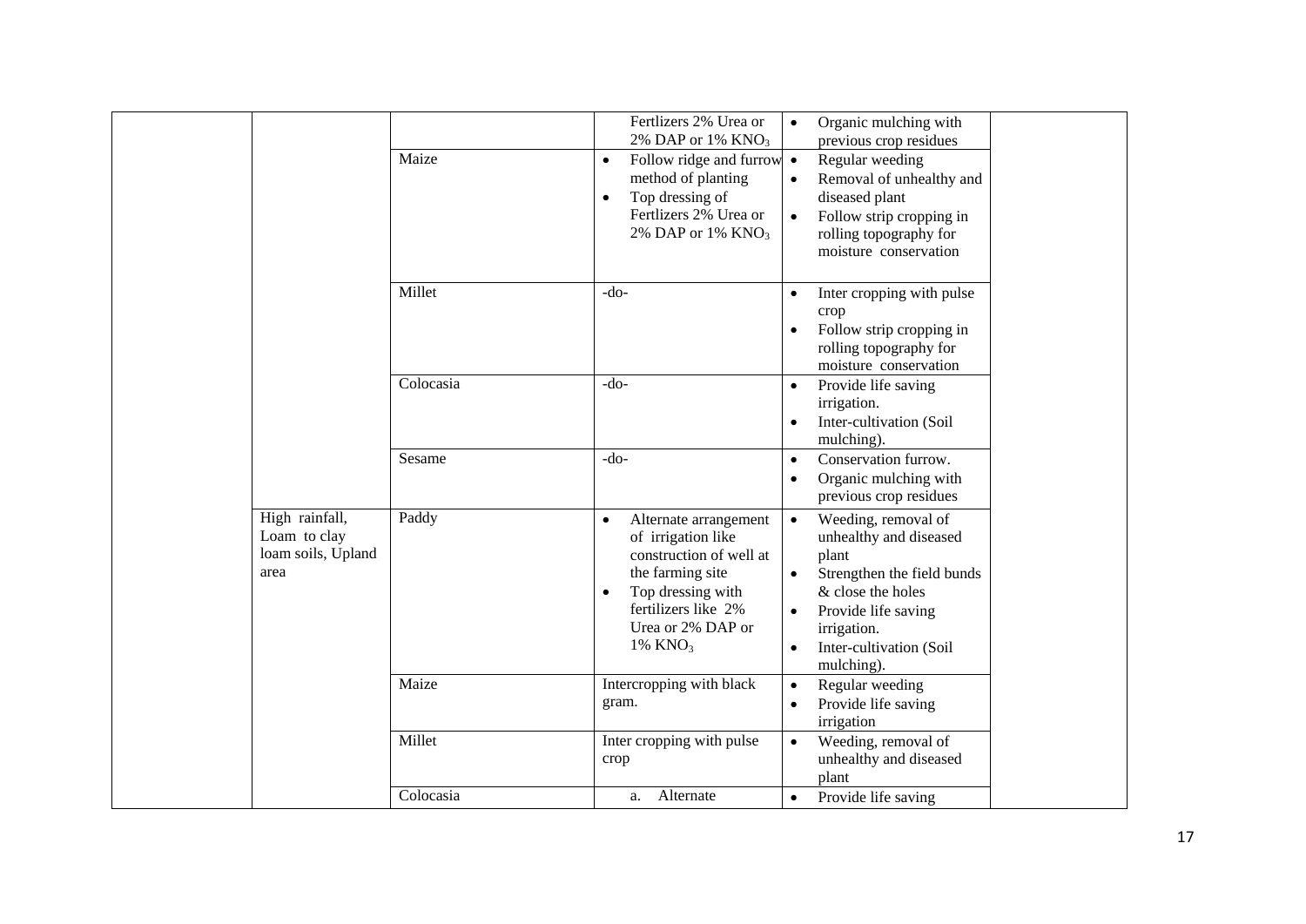| | | | | |
|---|---|---|---|---|
| | | Fertlizers 2% Urea or 2% DAP or 1% $KNO_3$ | • Organic mulching with previous crop residues | |
| | Maize | • Follow ridge and furrow method of planting<br>• Top dressing of Fertlizers 2% Urea or 2% DAP or 1% $KNO_3$ | • Regular weeding<br>• Removal of unhealthy and diseased plant<br>• Follow strip cropping in rolling topography for moisture conservation | |
| | Millet | -do- | • Inter cropping with pulse crop<br>• Follow strip cropping in rolling topography for moisture conservation | |
| | Colocasia | -do- | • Provide life saving irrigation.<br>• Inter-cultivation (Soil mulching). | |
| | Sesame | -do- | • Conservation furrow.<br>• Organic mulching with previous crop residues | |
| | High rainfall, Loam to clay loam soils, Upland area | Paddy | • Alternate arrangement of irrigation like construction of well at the farming site<br>• Top dressing with fertilizers like 2% Urea or 2% DAP or 1% $KNO_3$ | • Weeding, removal of unhealthy and diseased plant<br>• Strengthen the field bunds & close the holes<br>• Provide life saving irrigation.<br>• Inter-cultivation (Soil mulching). |
| | | Maize | Intercropping with black gram. | • Regular weeding<br>• Provide life saving irrigation |
| | | Millet | Inter cropping with pulse crop | • Weeding, removal of unhealthy and diseased plant |
| | | Colocasia | a. Alternate | • Provide life saving |

| | | | | | |
|---|---|---|---|---|---|
| | | | Fertlizers 2% Urea or 2% DAP or 1% $KNO_3$ | • Organic mulching with previous crop residues | |
| | | Maize | • Follow ridge and furrow method of planting<br>• Top dressing of Fertlizers 2% Urea or 2% DAP or 1% $KNO_3$ | • Regular weeding<br>• Removal of unhealthy and diseased plant<br>• Follow strip cropping in rolling topography for moisture conservation | |
| | | Millet | -do- | • Inter cropping with pulse crop<br>• Follow strip cropping in rolling topography for moisture conservation | |
| | | Colocasia | -do- | • Provide life saving irrigation.<br>• Inter-cultivation (Soil mulching). | |
| | | Sesame | -do- | • Conservation furrow.<br>• Organic mulching with previous crop residues | |
| | High rainfall, Loam to clay loam soils, Upland area | Paddy | • Alternate arrangement of irrigation like construction of well at the farming site<br>• Top dressing with fertilizers like 2% Urea or 2% DAP or 1% $KNO_3$ | • Weeding, removal of unhealthy and diseased plant<br>• Strengthen the field bunds & close the holes<br>• Provide life saving irrigation.<br>• Inter-cultivation (Soil mulching). | |
| | | Maize | Intercropping with black gram. | • Regular weeding<br>• Provide life saving irrigation | |
| | | Millet | Inter cropping with pulse crop | • Weeding, removal of unhealthy and diseased plant | |
| | | Colocasia | a. Alternate | • Provide life saving | |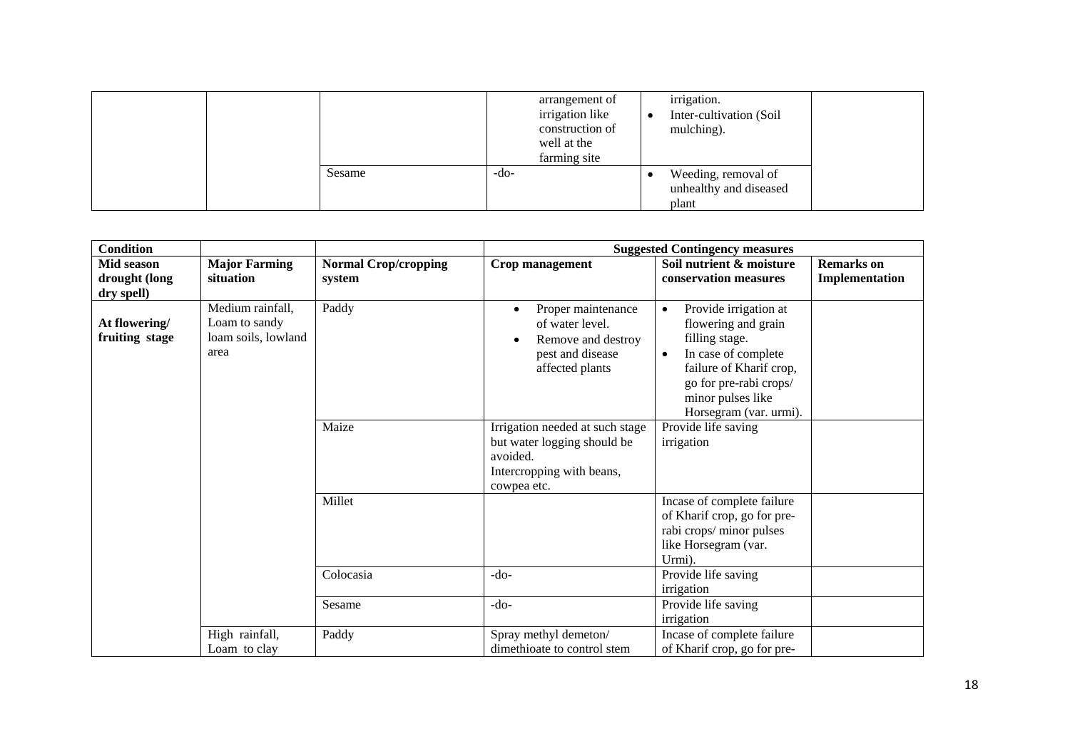| | | | arrangement of irrigation like construction of well at the farming site | irrigation.<br>• Inter-cultivation (Soil mulching). | |
|---|---|---|---|---|---|
| | | Sesame | -do- | • Weeding, removal of unhealthy and diseased plant | |

| Condition | | | Suggested Contingency measures | | |
|---|---|---|---|---|---|
| **Mid season drought (long dry spell)** | **Major Farming situation** | **Normal Crop/cropping system** | **Crop management** | **Soil nutrient & moisture conservation measures** | **Remarks on Implementation** |
| **At flowering/ fruiting stage** | Medium rainfall, Loam to sandy loam soils, lowland area | Paddy | • Proper maintenance of water level.<br>• Remove and destroy pest and disease affected plants | • Provide irrigation at flowering and grain filling stage.<br>• In case of complete failure of Kharif crop, go for pre-rabi crops/ minor pulses like Horsegram (var. urmi). | |
| | | Maize | Irrigation needed at such stage but water logging should be avoided.<br>Intercropping with beans, cowpea etc. | Provide life saving irrigation | |
| | | Millet | | Incase of complete failure of Kharif crop, go for pre-rabi crops/ minor pulses like Horsegram (var. Urmi). | |
| | | Colocasia | -do- | Provide life saving irrigation | |
| | | Sesame | -do- | Provide life saving irrigation | |
| | High rainfall, Loam to clay | Paddy | Spray methyl demeton/ dimethioate to control stem | Incase of complete failure of Kharif crop, go for pre- | |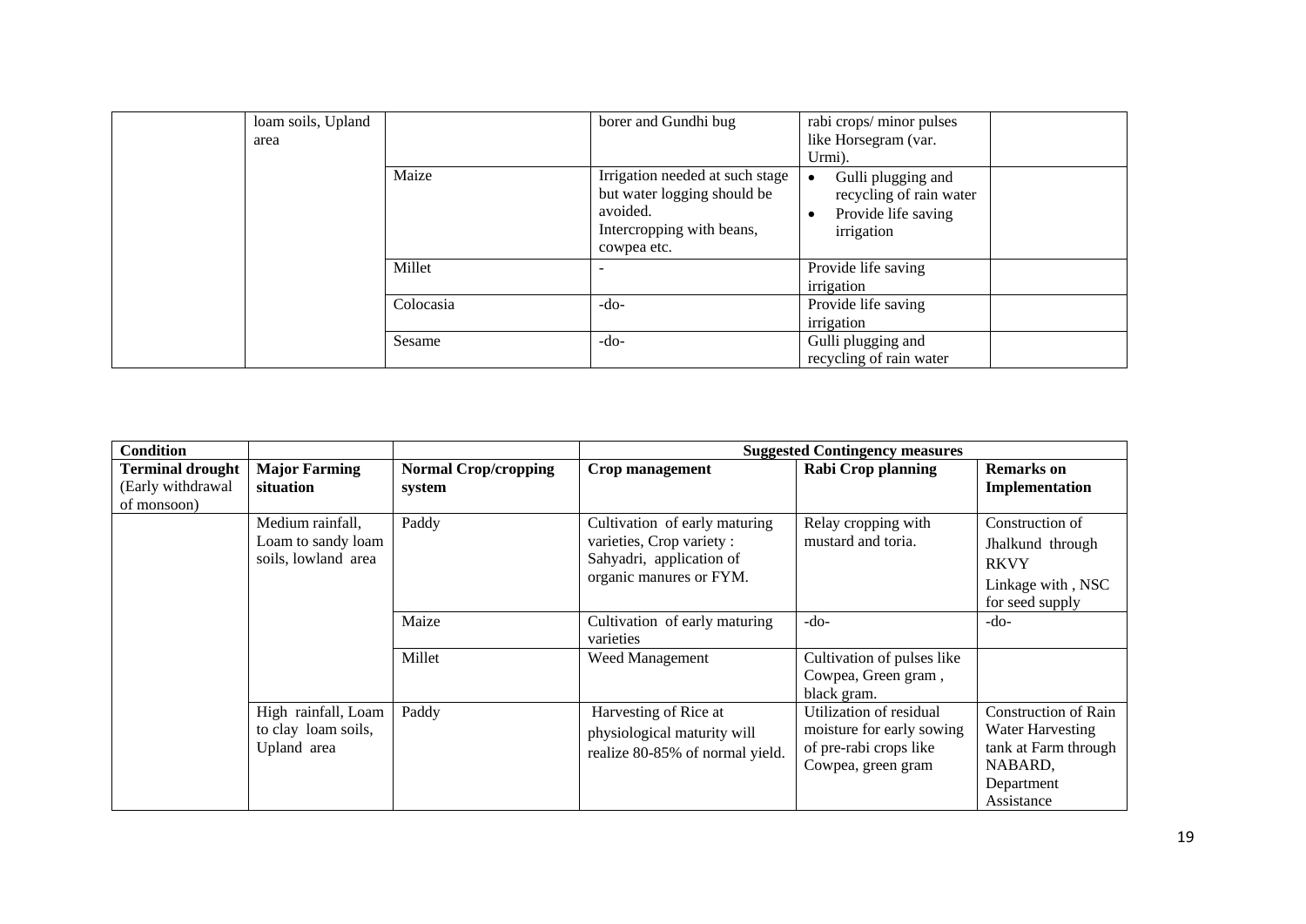| | | | | | |
|---|---|---|---|---|---|
| | loam soils, Upland area | | borer and Gundhi bug | rabi crops/ minor pulses like Horsegram (var. Urmi). | |
| | | Maize | Irrigation needed at such stage but water logging should be avoided. Intercropping with beans, cowpea etc. | • Gulli plugging and recycling of rain water<br>• Provide life saving irrigation | |
| | | Millet | - | Provide life saving irrigation | |
| | | Colocasia | -do- | Provide life saving irrigation | |
| | | Sesame | -do- | Gulli plugging and recycling of rain water | |

| Condition | | | Suggested Contingency measures | | |
|---|---|---|---|---|---|
| **Terminal drought** (Early withdrawal of monsoon) | **Major Farming situation** | **Normal Crop/cropping system** | **Crop management** | **Rabi Crop planning** | **Remarks on Implementation** |
| | Medium rainfall, Loam to sandy loam soils, lowland area | Paddy | Cultivation of early maturing varieties, Crop variety : Sahyadri, application of organic manures or FYM. | Relay cropping with mustard and toria. | Construction of Jhalkund through RKVY<br>Linkage with , NSC for seed supply |
| | | Maize | Cultivation of early maturing varieties | -do- | -do- |
| | | Millet | Weed Management | Cultivation of pulses like Cowpea, Green gram , black gram. | |
| | High rainfall, Loam to clay loam soils, Upland area | Paddy | Harvesting of Rice at physiological maturity will realize 80-85% of normal yield. | Utilization of residual moisture for early sowing of pre-rabi crops like Cowpea, green gram | Construction of Rain Water Harvesting tank at Farm through NABARD, Department Assistance |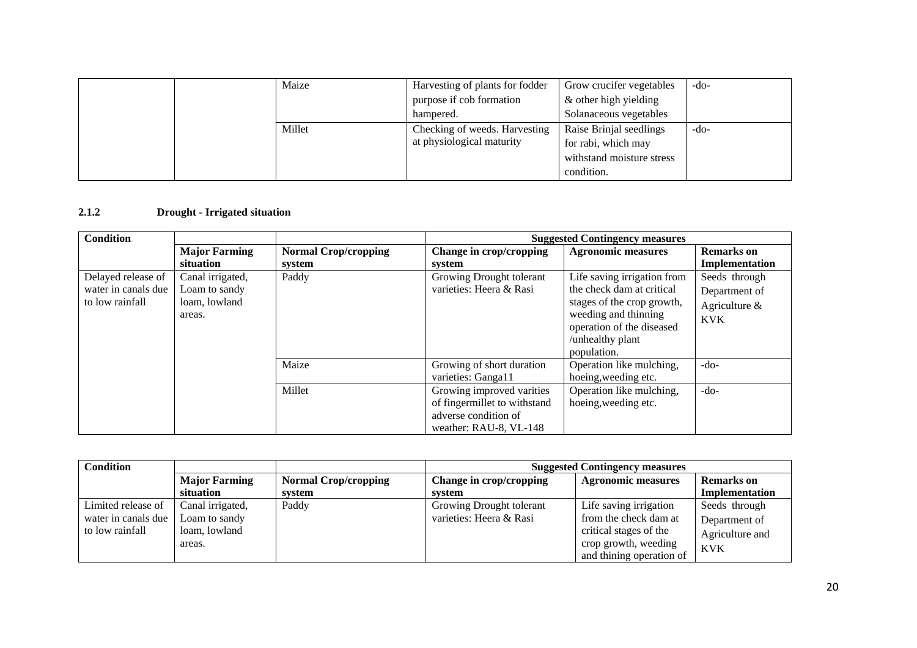| | | | | | |
|---|---|---|---|---|---|
| | | Maize | Harvesting of plants for fodder purpose if cob formation hampered. | Grow crucifer vegetables & other high yielding Solanaceous vegetables | -do- |
| | | Millet | Checking of weeds. Harvesting at physiological maturity | Raise Brinjal seedlings for rabi, which may withstand moisture stress condition. | -do- |

### 2.1.2 Drought - Irrigated situation

| Condition | | | Suggested Contingency measures | | |
|---|---|---|---|---|---|
| | **Major Farming situation** | **Normal Crop/cropping system** | **Change in crop/cropping system** | **Agronomic measures** | **Remarks on Implementation** |
| Delayed release of water in canals due to low rainfall | Canal irrigated, Loam to sandy loam, lowland areas. | Paddy | Growing Drought tolerant varieties: Heera & Rasi | Life saving irrigation from the check dam at critical stages of the crop growth, weeding and thinning operation of the diseased /unhealthy plant population. | Seeds through Department of Agriculture & KVK |
| | | Maize | Growing of short duration varieties: Ganga11 | Operation like mulching, hoeing,weeding etc. | -do- |
| | | Millet | Growing improved varities of fingermillet to withstand adverse condition of weather: RAU-8, VL-148 | Operation like mulching, hoeing,weeding etc. | -do- |

| Condition | | | Suggested Contingency measures | | |
|---|---|---|---|---|---|
| | **Major Farming situation** | **Normal Crop/cropping system** | **Change in crop/cropping system** | **Agronomic measures** | **Remarks on Implementation** |
| Limited release of water in canals due to low rainfall | Canal irrigated, Loam to sandy loam, lowland areas. | Paddy | Growing Drought tolerant varieties: Heera & Rasi | Life saving irrigation from the check dam at critical stages of the crop growth, weeding and thining operation of | Seeds through Department of Agriculture and KVK |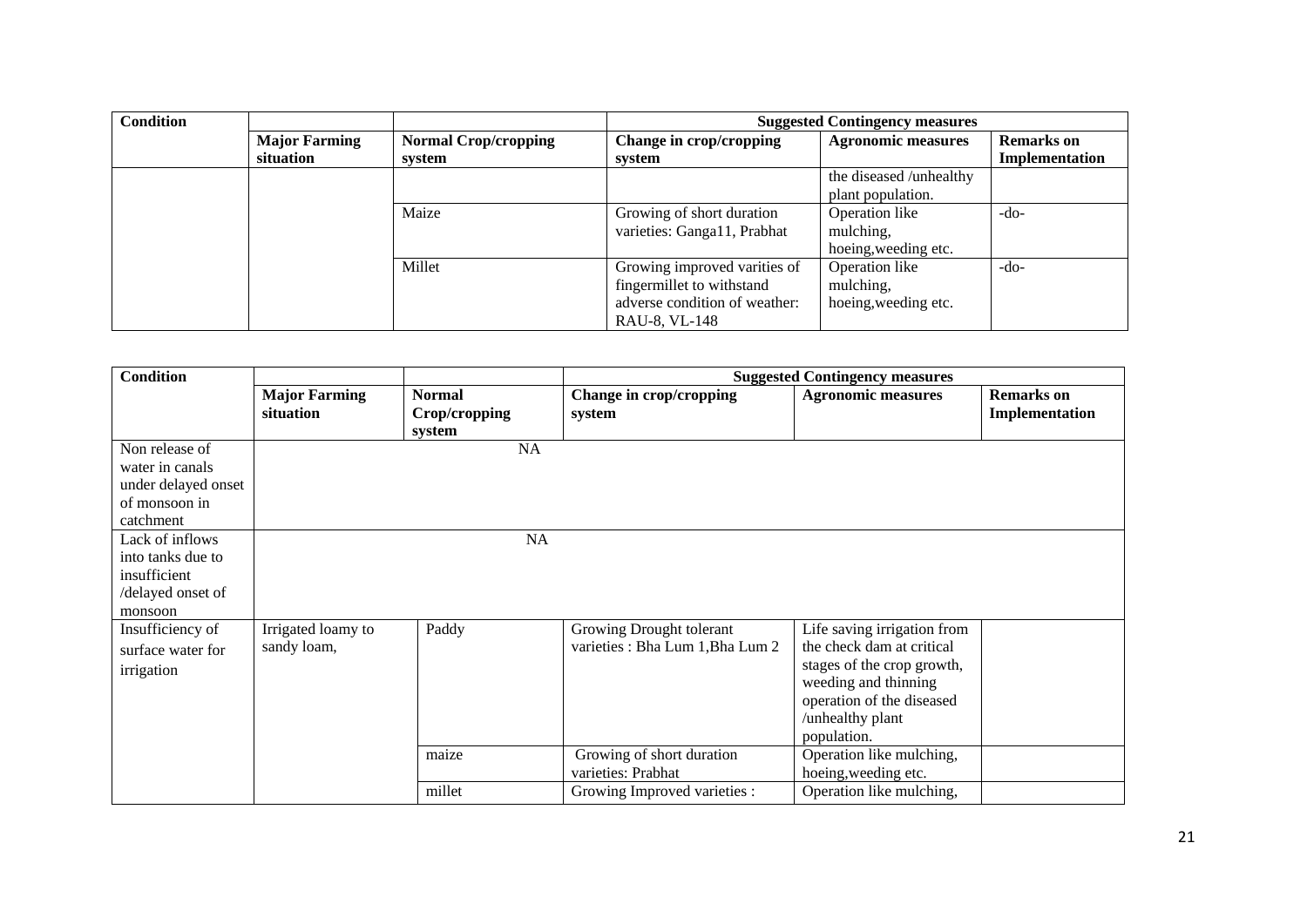| Condition | | | Suggested Contingency measures | | |
|---|---|---|---|---|---|
| | Major Farming situation | Normal Crop/cropping system | Change in crop/cropping system | Agronomic measures | Remarks on Implementation |
| | | | | the diseased /unhealthy plant population. | |
| | | Maize | Growing of short duration varieties: Ganga11, Prabhat | Operation like mulching, hoeing,weeding etc. | -do- |
| | | Millet | Growing improved varities of fingermillet to withstand adverse condition of weather: RAU-8, VL-148 | Operation like mulching, hoeing,weeding etc. | -do- |

| Condition | | | Suggested Contingency measures | | |
|---|---|---|---|---|---|
| | Major Farming situation | Normal Crop/cropping system | Change in crop/cropping system | Agronomic measures | Remarks on Implementation |
| Non release of water in canals under delayed onset of monsoon in catchment | NA | | | | |
| Lack of inflows into tanks due to insufficient /delayed onset of monsoon | NA | | | | |
| Insufficiency of surface water for irrigation | Irrigated loamy to sandy loam, | Paddy | Growing Drought tolerant varieties : Bha Lum 1,Bha Lum 2 | Life saving irrigation from the check dam at critical stages of the crop growth, weeding and thinning operation of the diseased /unhealthy plant population. | |
| | | maize | Growing of short duration varieties: Prabhat | Operation like mulching, hoeing,weeding etc. | |
| | | millet | Growing Improved varieties : | Operation like mulching, | |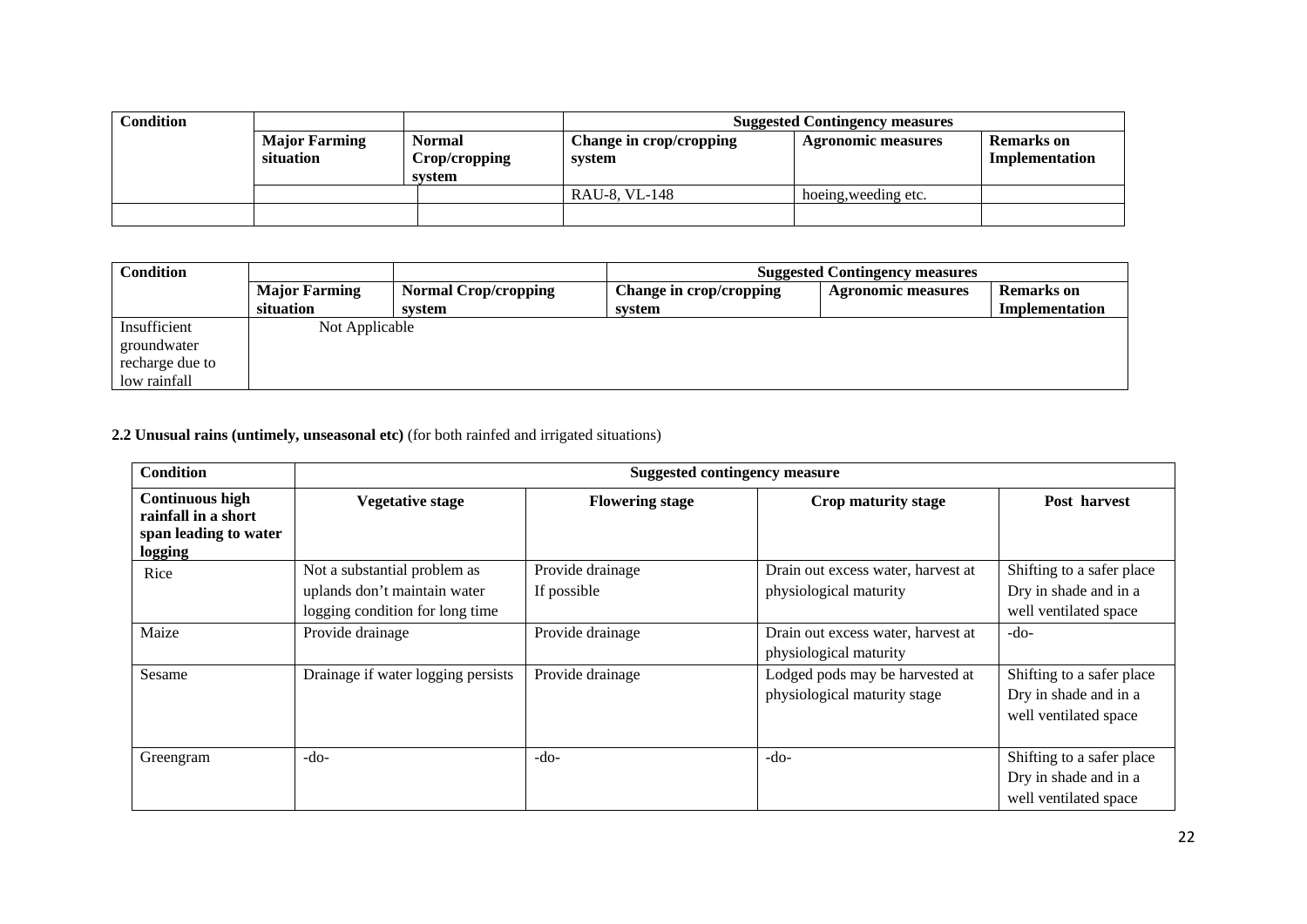| Condition | | | Suggested Contingency measures | | |
|---|---|---|---|---|---|
| | Major Farming situation | Normal Crop/cropping system | Change in crop/cropping system | Agronomic measures | Remarks on Implementation |
| | | | RAU-8, VL-148 | hoeing,weeding etc. | |
| | | | | | |

| Condition | | | Suggested Contingency measures | | |
|---|---|---|---|---|---|
| | Major Farming situation | Normal Crop/cropping system | Change in crop/cropping system | Agronomic measures | Remarks on Implementation |
| Insufficient groundwater recharge due to low rainfall | Not Applicable | | | | |

**2.2 Unusual rains (untimely, unseasonal etc)** (for both rainfed and irrigated situations)

| Condition | Suggested contingency measure | | | |
|---|---|---|---|---|
| **Continuous high rainfall in a short span leading to water logging** | **Vegetative stage** | **Flowering stage** | **Crop maturity stage** | **Post harvest** |
| Rice | Not a substantial problem as uplands don't maintain water logging condition for long time | Provide drainage If possible | Drain out excess water, harvest at physiological maturity | Shifting to a safer place Dry in shade and in a well ventilated space |
| Maize | Provide drainage | Provide drainage | Drain out excess water, harvest at physiological maturity | -do- |
| Sesame | Drainage if water logging persists | Provide drainage | Lodged pods may be harvested at physiological maturity stage | Shifting to a safer place Dry in shade and in a well ventilated space |
| Greengram | -do- | -do- | -do- | Shifting to a safer place Dry in shade and in a well ventilated space |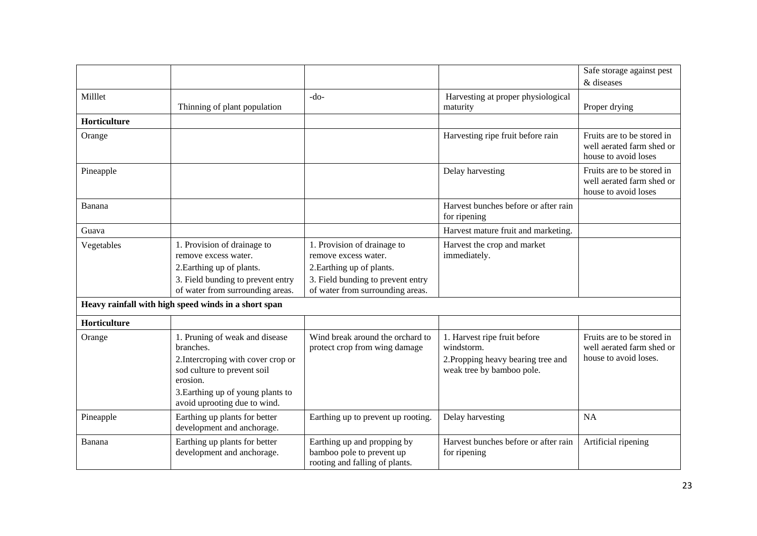| | | | | |
|---|---|---|---|---|
| | | | | Safe storage against pest & diseases |
| Milllet | Thinning of plant population | -do- | Harvesting at proper physiological maturity | Proper drying |
| **Horticulture** | | | | |
| Orange | | | Harvesting ripe fruit before rain | Fruits are to be stored in well aerated farm shed or house to avoid loses |
| Pineapple | | | Delay harvesting | Fruits are to be stored in well aerated farm shed or house to avoid loses |
| Banana | | | Harvest bunches before or after rain for ripening | |
| Guava | | | Harvest mature fruit and marketing. | |
| Vegetables | 1. Provision of drainage to remove excess water.<br>2.Earthing up of plants.<br>3. Field bunding to prevent entry of water from surrounding areas. | 1. Provision of drainage to remove excess water.<br>2.Earthing up of plants.<br>3. Field bunding to prevent entry of water from surrounding areas. | Harvest the crop and market immediately. | |
| **Heavy rainfall with high speed winds in a short span** | | | | |
| **Horticulture** | | | | |
| Orange | 1. Pruning of weak and disease branches.<br>2.Intercroping with cover crop or sod culture to prevent soil erosion.<br>3.Earthing up of young plants to avoid uprooting due to wind. | Wind break around the orchard to protect crop from wing damage | 1. Harvest ripe fruit before windstorm.<br>2.Propping heavy bearing tree and weak tree by bamboo pole. | Fruits are to be stored in well aerated farm shed or house to avoid loses. |
| Pineapple | Earthing up plants for better development and anchorage. | Earthing up to prevent up rooting. | Delay harvesting | NA |
| Banana | Earthing up plants for better development and anchorage. | Earthing up and propping by bamboo pole to prevent up rooting and falling of plants. | Harvest bunches before or after rain for ripening | Artificial ripening |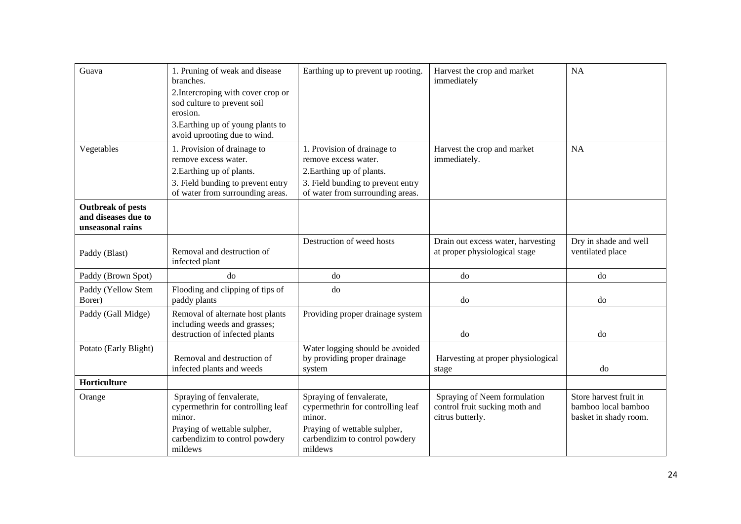| Guava | 1. Pruning of weak and disease branches.<br>2.Intercroping with cover crop or sod culture to prevent soil erosion.<br>3.Earthing up of young plants to avoid uprooting due to wind. | Earthing up to prevent up rooting. | Harvest the crop and market immediately | NA |
|---|---|---|---|---|
| Vegetables | 1. Provision of drainage to remove excess water.<br>2.Earthing up of plants.<br>3. Field bunding to prevent entry of water from surrounding areas. | 1. Provision of drainage to remove excess water.<br>2.Earthing up of plants.<br>3. Field bunding to prevent entry of water from surrounding areas. | Harvest the crop and market immediately. | NA |
| **Outbreak of pests and diseases due to unseasonal rains** | | | | |
| Paddy (Blast) | Removal and destruction of infected plant | Destruction of weed hosts | Drain out excess water, harvesting at proper physiological stage | Dry in shade and well ventilated place |
| Paddy (Brown Spot) | do | do | do | do |
| Paddy (Yellow Stem Borer) | Flooding and clipping of tips of paddy plants | do | do | do |
| Paddy (Gall Midge) | Removal of alternate host plants including weeds and grasses; destruction of infected plants | Providing proper drainage system | do | do |
| Potato (Early Blight) | Removal and destruction of infected plants and weeds | Water logging should be avoided by providing proper drainage system | Harvesting at proper physiological stage | do |
| **Horticulture** | | | | |
| Orange | Spraying of fenvalerate, cypermethrin for controlling leaf minor.<br>Praying of wettable sulpher, carbendizim to control powdery mildews | Spraying of fenvalerate, cypermethrin for controlling leaf minor.<br>Praying of wettable sulpher, carbendizim to control powdery mildews | Spraying of Neem formulation control fruit sucking moth and citrus butterly. | Store harvest fruit in bamboo local bamboo basket in shady room. |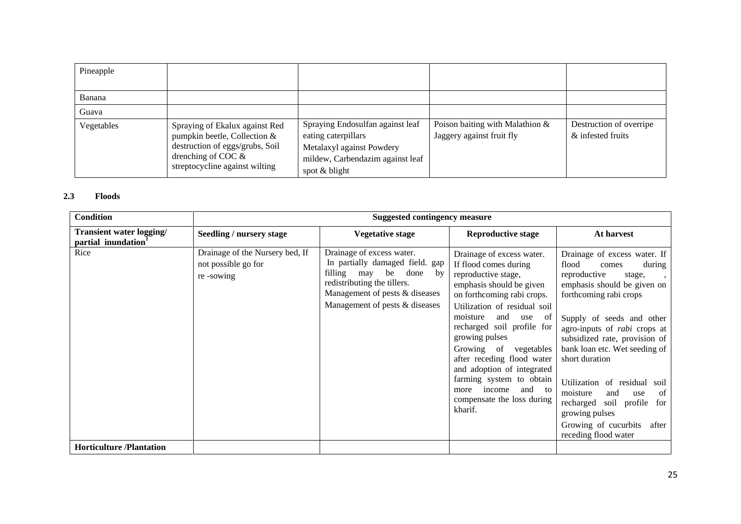| Pineapple | | | | |
|---|---|---|---|---|
| Banana | | | | |
| Guava | | | | |
| Vegetables | Spraying of Ekalux against Red pumpkin beetle, Collection & destruction of eggs/grubs, Soil drenching of COC & streptocycline against wilting | Spraying Endosulfan against leaf eating caterpillars Metalaxyl against Powdery mildew, Carbendazim against leaf spot & blight | Poison baiting with Malathion & Jaggery against fruit fly | Destruction of overripe & infested fruits |

**2.3 Floods**

| Condition | Suggested contingency measure | | | |
|---|---|---|---|---|
| **Transient water logging/ partial inundation**[1] | **Seedling / nursery stage** | **Vegetative stage** | **Reproductive stage** | **At harvest** |
| Rice | Drainage of the Nursery bed, If not possible go for re -sowing | Drainage of excess water. In partially damaged field. gap filling may be done by redistributing the tillers. Management of pests & diseases Management of pests & diseases | Drainage of excess water. If flood comes during reproductive stage, emphasis should be given on forthcoming rabi crops. Utilization of residual soil moisture and use of recharged soil profile for growing pulses Growing of vegetables after receding flood water and adoption of integrated farming system to obtain more income and to compensate the loss during kharif. | Drainage of excess water. If flood comes during reproductive stage, , emphasis should be given on forthcoming rabi crops<br><br>Supply of seeds and other agro-inputs of *rabi* crops at subsidized rate, provision of bank loan etc. Wet seeding of short duration<br><br>Utilization of residual soil moisture and use of recharged soil profile for growing pulses<br>Growing of cucurbits after receding flood water |
| **Horticulture /Plantation** | | | | |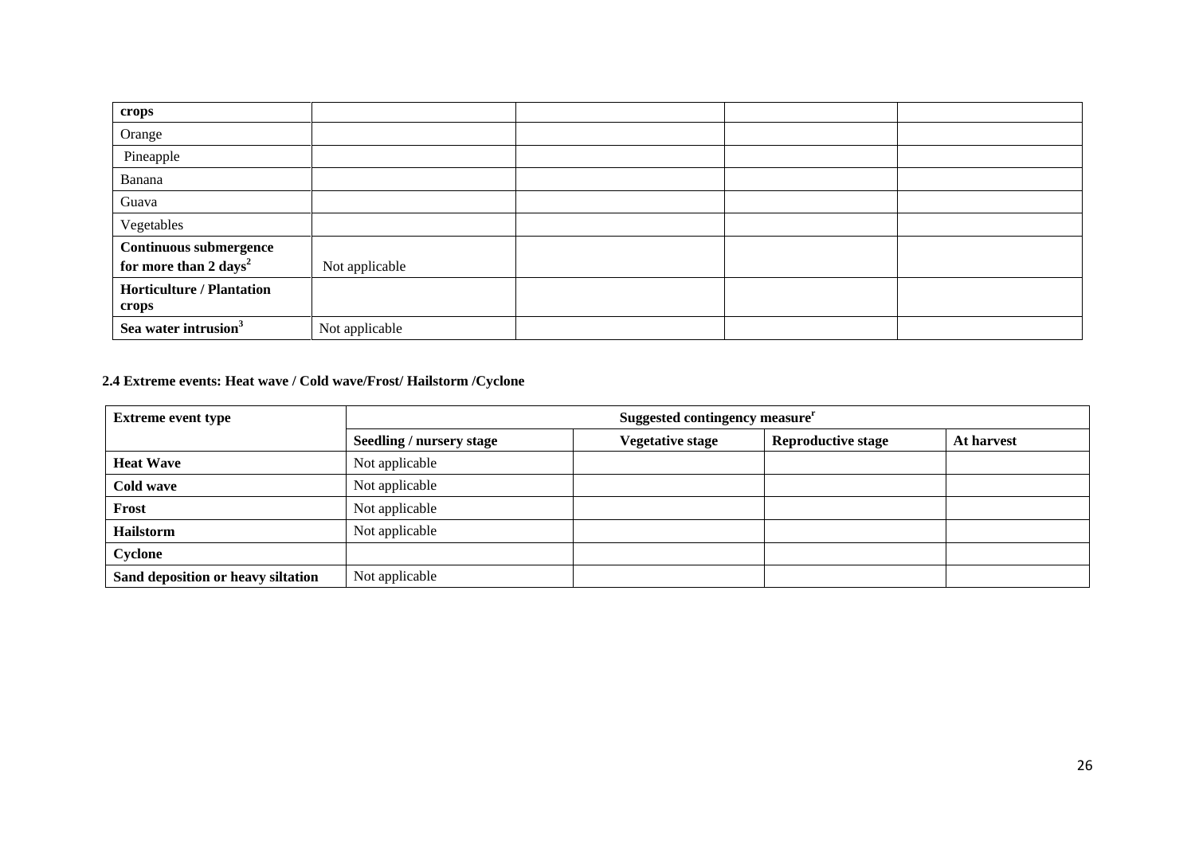| crops | | | | |
|---|---|---|---|---|
| Orange | | | | |
| Pineapple | | | | |
| Banana | | | | |
| Guava | | | | |
| Vegetables | | | | |
| **Continuous submergence for more than 2 days**[2] | Not applicable | | | |
| **Horticulture / Plantation crops** | | | | |
| **Sea water intrusion**[3] | Not applicable | | | |

**2.4 Extreme events: Heat wave / Cold wave/Frost/ Hailstorm /Cyclone**

| **Extreme event type** | **Suggested contingency measure**[r] | | | |
|---|---|---|---|---|
| | **Seedling / nursery stage** | **Vegetative stage** | **Reproductive stage** | **At harvest** |
| **Heat Wave** | Not applicable | | | |
| **Cold wave** | Not applicable | | | |
| **Frost** | Not applicable | | | |
| **Hailstorm** | Not applicable | | | |
| **Cyclone** | | | | |
| **Sand deposition or heavy siltation** | Not applicable | | | |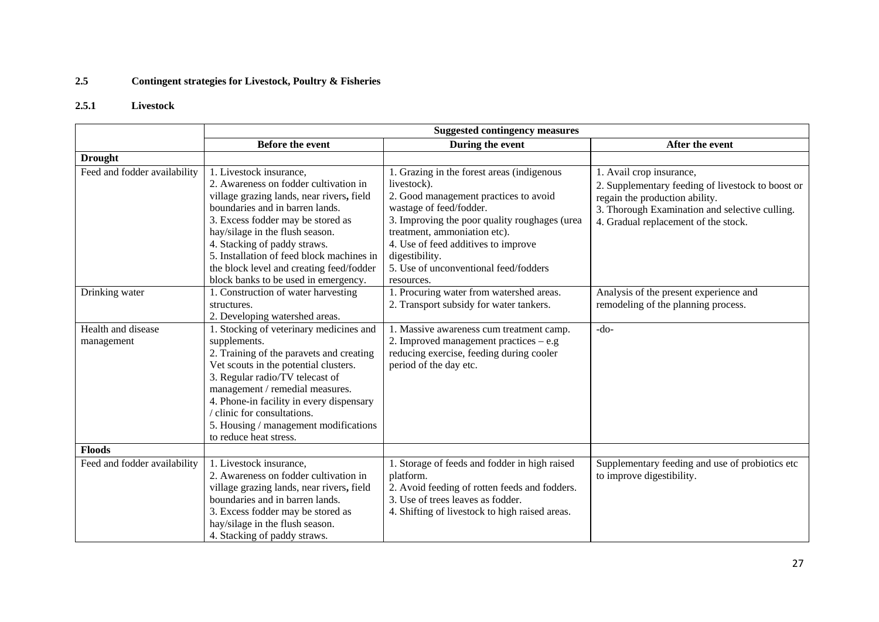## 2.5 Contingent strategies for Livestock, Poultry & Fisheries

### 2.5.1 Livestock

| | Suggested contingency measures | | |
|---|---|---|---|
| | **Before the event** | **During the event** | **After the event** |
| **Drought** | | | |
| Feed and fodder availability | 1. Livestock insurance,<br>2. Awareness on fodder cultivation in village grazing lands, near rivers, field boundaries and in barren lands.<br>3. Excess fodder may be stored as hay/silage in the flush season.<br>4. Stacking of paddy straws.<br>5. Installation of feed block machines in the block level and creating feed/fodder block banks to be used in emergency. | 1. Grazing in the forest areas (indigenous livestock).<br>2. Good management practices to avoid wastage of feed/fodder.<br>3. Improving the poor quality roughages (urea treatment, ammoniation etc).<br>4. Use of feed additives to improve digestibility.<br>5. Use of unconventional feed/fodders resources. | 1. Avail crop insurance,<br>2. Supplementary feeding of livestock to boost or regain the production ability.<br>3. Thorough Examination and selective culling.<br>4. Gradual replacement of the stock. |
| Drinking water | 1. Construction of water harvesting structures.<br>2. Developing watershed areas. | 1. Procuring water from watershed areas.<br>2. Transport subsidy for water tankers. | Analysis of the present experience and remodeling of the planning process. |
| Health and disease management | 1. Stocking of veterinary medicines and supplements.<br>2. Training of the paravets and creating Vet scouts in the potential clusters.<br>3. Regular radio/TV telecast of management / remedial measures.<br>4. Phone-in facility in every dispensary / clinic for consultations.<br>5. Housing / management modifications to reduce heat stress. | 1. Massive awareness cum treatment camp.<br>2. Improved management practices – e.g reducing exercise, feeding during cooler period of the day etc. | -do- |
| **Floods** | | | |
| Feed and fodder availability | 1. Livestock insurance,<br>2. Awareness on fodder cultivation in village grazing lands, near rivers, field boundaries and in barren lands.<br>3. Excess fodder may be stored as hay/silage in the flush season.<br>4. Stacking of paddy straws. | 1. Storage of feeds and fodder in high raised platform.<br>2. Avoid feeding of rotten feeds and fodders.<br>3. Use of trees leaves as fodder.<br>4. Shifting of livestock to high raised areas. | Supplementary feeding and use of probiotics etc to improve digestibility. |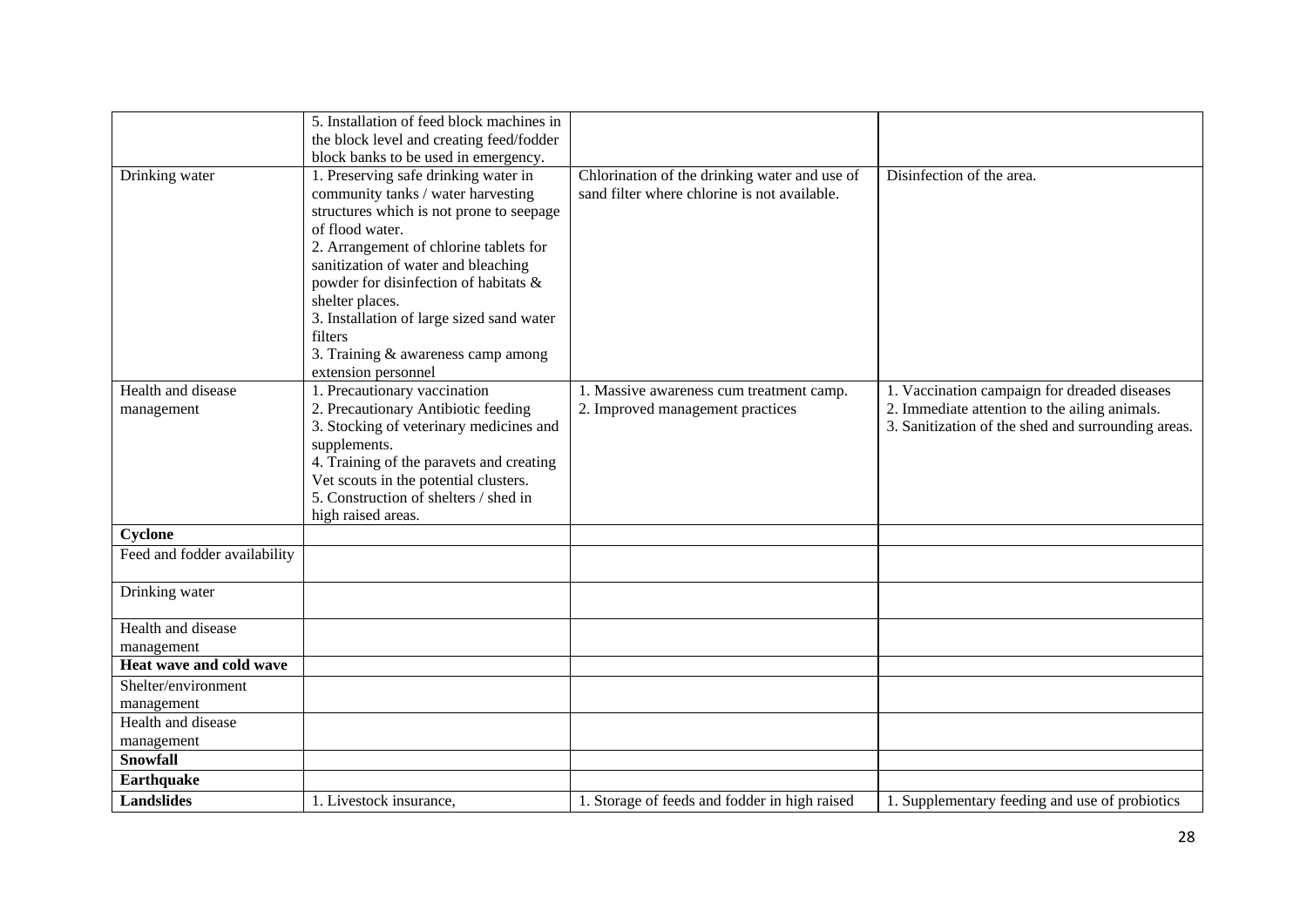|  |  |  |  |
|---|---|---|---|
|  | 5. Installation of feed block machines in the block level and creating feed/fodder block banks to be used in emergency. |  |  |
| Drinking water | 1. Preserving safe drinking water in community tanks / water harvesting structures which is not prone to seepage of flood water.<br>2. Arrangement of chlorine tablets for sanitization of water and bleaching powder for disinfection of habitats & shelter places.<br>3. Installation of large sized sand water filters<br>3. Training & awareness camp among extension personnel | Chlorination of the drinking water and use of sand filter where chlorine is not available. | Disinfection of the area. |
| Health and disease management | 1. Precautionary vaccination<br>2. Precautionary Antibiotic feeding<br>3. Stocking of veterinary medicines and supplements.<br>4. Training of the paravets and creating Vet scouts in the potential clusters.<br>5. Construction of shelters / shed in high raised areas. | 1. Massive awareness cum treatment camp.<br>2. Improved management practices | 1. Vaccination campaign for dreaded diseases<br>2. Immediate attention to the ailing animals.<br>3. Sanitization of the shed and surrounding areas. |
| **Cyclone** |  |  |  |
| Feed and fodder availability |  |  |  |
| Drinking water |  |  |  |
| Health and disease management |  |  |  |
| **Heat wave and cold wave** |  |  |  |
| Shelter/environment management |  |  |  |
| Health and disease management |  |  |  |
| **Snowfall** |  |  |  |
| **Earthquake** |  |  |  |
| **Landslides** | 1. Livestock insurance, | 1. Storage of feeds and fodder in high raised | 1. Supplementary feeding and use of probiotics |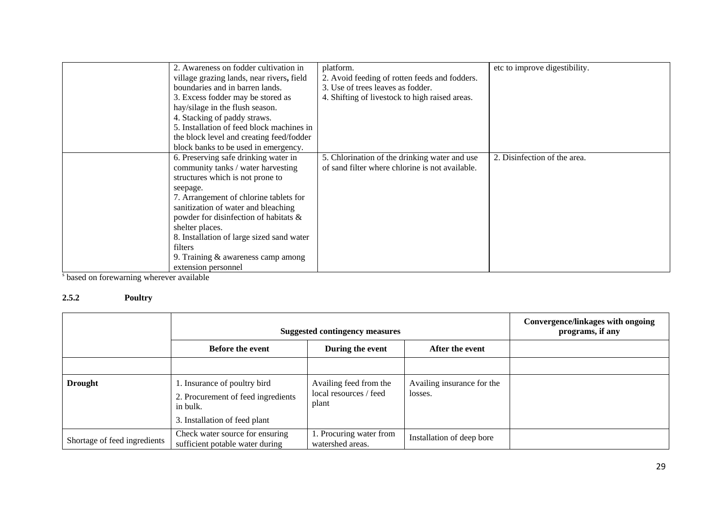| | Before the event | During the event | After the event |
|---|---|---|---|
| | 2. Awareness on fodder cultivation in village grazing lands, near rivers, field boundaries and in barren lands.<br>3. Excess fodder may be stored as hay/silage in the flush season.<br>4. Stacking of paddy straws.<br>5. Installation of feed block machines in the block level and creating feed/fodder block banks to be used in emergency. | platform.<br>2. Avoid feeding of rotten feeds and fodders.<br>3. Use of trees leaves as fodder.<br>4. Shifting of livestock to high raised areas. | etc to improve digestibility. |
| | 6. Preserving safe drinking water in community tanks / water harvesting structures which is not prone to seepage.<br>7. Arrangement of chlorine tablets for sanitization of water and bleaching powder for disinfection of habitats & shelter places.<br>8. Installation of large sized sand water filters<br>9. Training & awareness camp among extension personnel | 5. Chlorination of the drinking water and use of sand filter where chlorine is not available. | 2. Disinfection of the area. |

[s] based on forewarning wherever available

### 2.5.2 Poultry

| | Suggested contingency measures | | | Convergence/linkages with ongoing programs, if any |
|---|---|---|---|---|
| | **Before the event** | **During the event** | **After the event** | |
| | | | | |
| **Drought** | 1. Insurance of poultry bird<br>2. Procurement of feed ingredients in bulk.<br>3. Installation of feed plant | Availing feed from the local resources / feed plant | Availing insurance for the losses. | |
| Shortage of feed ingredients | Check water source for ensuring sufficient potable water during | 1. Procuring water from watershed areas. | Installation of deep bore | |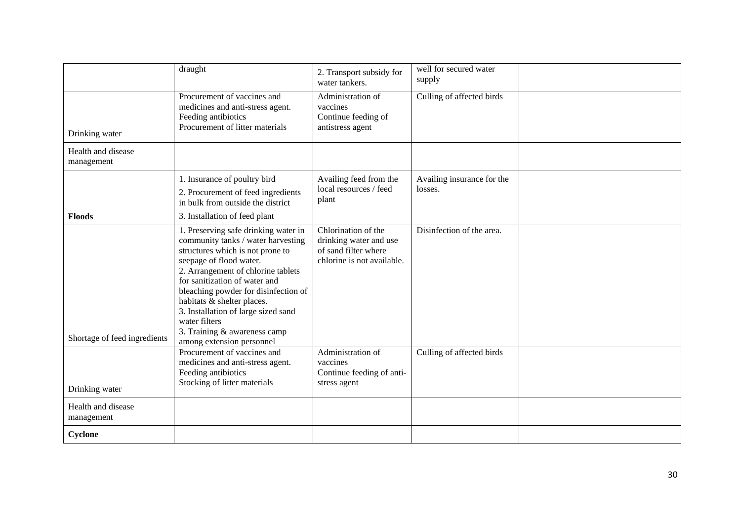| | | | | |
|---|---|---|---|---|
| | draught | 2. Transport subsidy for water tankers. | well for secured water supply | |
| Drinking water | Procurement of vaccines and medicines and anti-stress agent. Feeding antibiotics Procurement of litter materials | Administration of vaccines Continue feeding of antistress agent | Culling of affected birds | |
| Health and disease management | | | | |
| **Floods** | 1. Insurance of poultry bird 2. Procurement of feed ingredients in bulk from outside the district 3. Installation of feed plant | Availing feed from the local resources / feed plant | Availing insurance for the losses. | |
| Shortage of feed ingredients | 1. Preserving safe drinking water in community tanks / water harvesting structures which is not prone to seepage of flood water. 2. Arrangement of chlorine tablets for sanitization of water and bleaching powder for disinfection of habitats & shelter places. 3. Installation of large sized sand water filters 3. Training & awareness camp among extension personnel | Chlorination of the drinking water and use of sand filter where chlorine is not available. | Disinfection of the area. | |
| Drinking water | Procurement of vaccines and medicines and anti-stress agent. Feeding antibiotics Stocking of litter materials | Administration of vaccines Continue feeding of anti-stress agent | Culling of affected birds | |
| Health and disease management | | | | |
| **Cyclone** | | | | |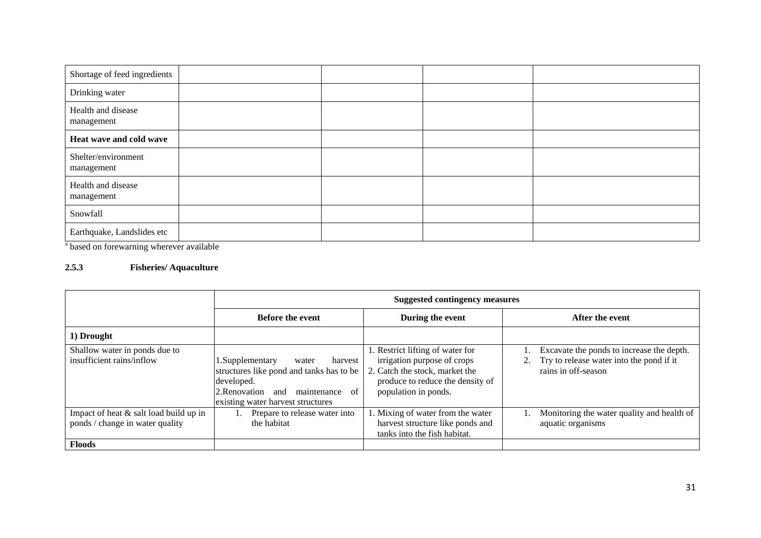| Shortage of feed ingredients | | | | |
|---|---|---|---|---|
| Drinking water | | | | |
| Health and disease management | | | | |
| **Heat wave and cold wave** | | | | |
| Shelter/environment management | | | | |
| Health and disease management | | | | |
| Snowfall | | | | |
| Earthquake, Landslides etc | | | | |

[a] based on forewarning wherever available

**2.5.3 Fisheries/ Aquaculture**

| | Suggested contingency measures | | |
|---|---|---|---|
| | **Before the event** | **During the event** | **After the event** |
| **1) Drought** | | | |
| Shallow water in ponds due to insufficient rains/inflow | 1.Supplementary water harvest structures like pond and tanks has to be developed.<br>2.Renovation and maintenance of existing water harvest structures | 1. Restrict lifting of water for irrigation purpose of crops<br>2. Catch the stock, market the produce to reduce the density of population in ponds. | 1. Excavate the ponds to increase the depth.<br>2. Try to release water into the pond if it rains in off-season |
| Impact of heat & salt load build up in ponds / change in water quality | 1. Prepare to release water into the habitat | 1. Mixing of water from the water harvest structure like ponds and tanks into the fish habitat. | 1. Monitoring the water quality and health of aquatic organisms |
| **Floods** | | | |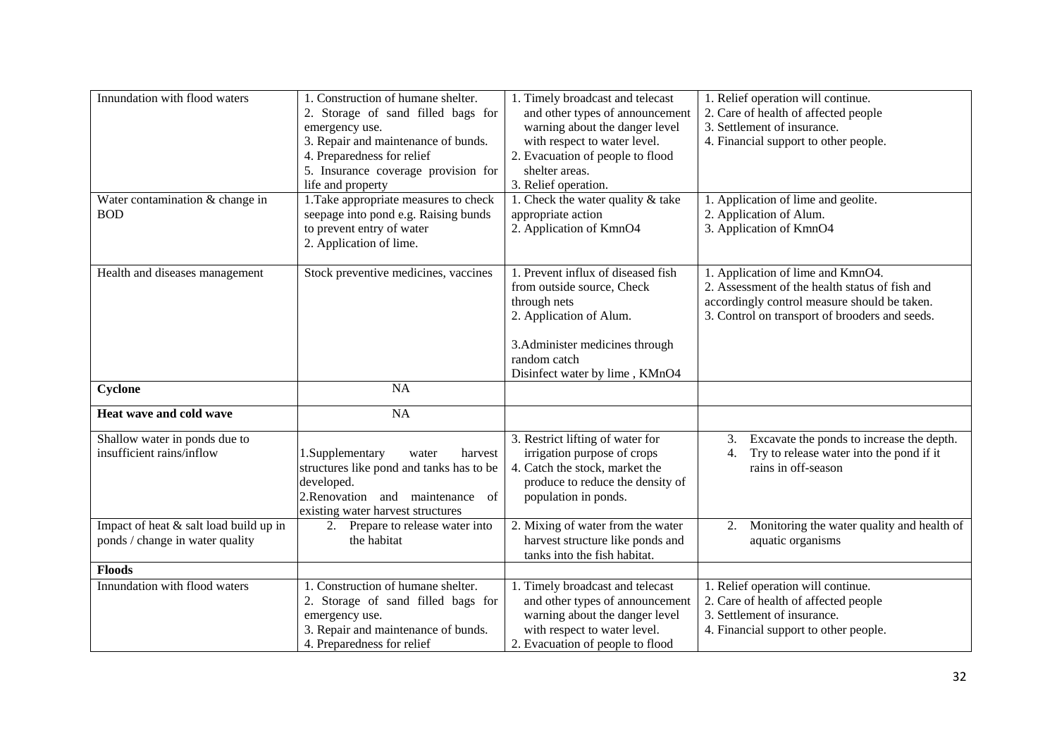| | | | |
|---|---|---|---|
| Innundation with flood waters | 1. Construction of humane shelter.<br>2. Storage of sand filled bags for emergency use.<br>3. Repair and maintenance of bunds.<br>4. Preparedness for relief<br>5. Insurance coverage provision for life and property | 1. Timely broadcast and telecast and other types of announcement warning about the danger level with respect to water level.<br>2. Evacuation of people to flood shelter areas.<br>3. Relief operation. | 1. Relief operation will continue.<br>2. Care of health of affected people<br>3. Settlement of insurance.<br>4. Financial support to other people. |
| Water contamination & change in BOD | 1.Take appropriate measures to check seepage into pond e.g. Raising bunds to prevent entry of water<br>2. Application of lime. | 1. Check the water quality & take appropriate action<br>2. Application of $KmnO_4$ | 1. Application of lime and geolite.<br>2. Application of Alum.<br>3. Application of $KmnO_4$ |
| Health and diseases management | Stock preventive medicines, vaccines | 1. Prevent influx of diseased fish from outside source, Check through nets<br>2. Application of Alum.<br>3.Administer medicines through random catch<br>Disinfect water by lime , $KMnO_4$ | 1. Application of lime and $KmnO_4$.<br>2. Assessment of the health status of fish and accordingly control measure should be taken.<br>3. Control on transport of brooders and seeds. |
| **Cyclone** | NA | | |
| **Heat wave and cold wave** | NA | | |
| Shallow water in ponds due to insufficient rains/inflow | 1.Supplementary water harvest structures like pond and tanks has to be developed.<br>2.Renovation and maintenance of existing water harvest structures | 3. Restrict lifting of water for irrigation purpose of crops<br>4. Catch the stock, market the produce to reduce the density of population in ponds. | 3. Excavate the ponds to increase the depth.<br>4. Try to release water into the pond if it rains in off-season |
| Impact of heat & salt load build up in ponds / change in water quality | 2. Prepare to release water into the habitat | 2. Mixing of water from the water harvest structure like ponds and tanks into the fish habitat. | 2. Monitoring the water quality and health of aquatic organisms |
| **Floods** | | | |
| Innundation with flood waters | 1. Construction of humane shelter.<br>2. Storage of sand filled bags for emergency use.<br>3. Repair and maintenance of bunds.<br>4. Preparedness for relief | 1. Timely broadcast and telecast and other types of announcement warning about the danger level with respect to water level.<br>2. Evacuation of people to flood | 1. Relief operation will continue.<br>2. Care of health of affected people<br>3. Settlement of insurance.<br>4. Financial support to other people. |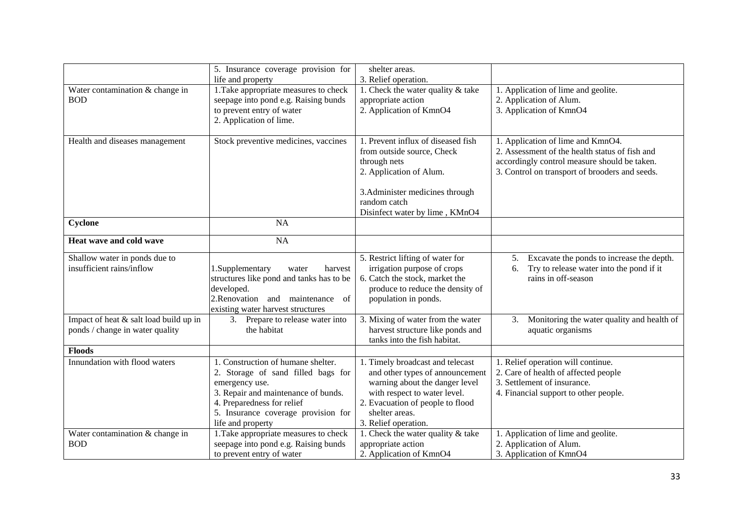| | | | |
|---|---|---|---|
| | 5. Insurance coverage provision for life and property | shelter areas.<br>3. Relief operation. | |
| Water contamination & change in BOD | 1.Take appropriate measures to check seepage into pond e.g. Raising bunds to prevent entry of water<br>2. Application of lime. | 1. Check the water quality & take appropriate action<br>2. Application of KmnO4 | 1. Application of lime and geolite.<br>2. Application of Alum.<br>3. Application of KmnO4 |
| Health and diseases management | Stock preventive medicines, vaccines | 1. Prevent influx of diseased fish from outside source, Check through nets<br>2. Application of Alum.<br>3.Administer medicines through random catch<br>Disinfect water by lime , KMnO4 | 1. Application of lime and KmnO4.<br>2. Assessment of the health status of fish and accordingly control measure should be taken.<br>3. Control on transport of brooders and seeds. |
| **Cyclone** | NA | | |
| **Heat wave and cold wave** | NA | | |
| Shallow water in ponds due to insufficient rains/inflow | 1.Supplementary water harvest structures like pond and tanks has to be developed.<br>2.Renovation and maintenance of existing water harvest structures | 5. Restrict lifting of water for irrigation purpose of crops<br>6. Catch the stock, market the produce to reduce the density of population in ponds. | 5. Excavate the ponds to increase the depth.<br>6. Try to release water into the pond if it rains in off-season |
| Impact of heat & salt load build up in ponds / change in water quality | 3. Prepare to release water into the habitat | 3. Mixing of water from the water harvest structure like ponds and tanks into the fish habitat. | 3. Monitoring the water quality and health of aquatic organisms |
| **Floods** | | | |
| Innundation with flood waters | 1. Construction of humane shelter.<br>2. Storage of sand filled bags for emergency use.<br>3. Repair and maintenance of bunds.<br>4. Preparedness for relief<br>5. Insurance coverage provision for life and property | 1. Timely broadcast and telecast and other types of announcement warning about the danger level with respect to water level.<br>2. Evacuation of people to flood shelter areas.<br>3. Relief operation. | 1. Relief operation will continue.<br>2. Care of health of affected people<br>3. Settlement of insurance.<br>4. Financial support to other people. |
| Water contamination & change in BOD | 1.Take appropriate measures to check seepage into pond e.g. Raising bunds to prevent entry of water | 1. Check the water quality & take appropriate action<br>2. Application of KmnO4 | 1. Application of lime and geolite.<br>2. Application of Alum.<br>3. Application of KmnO4 |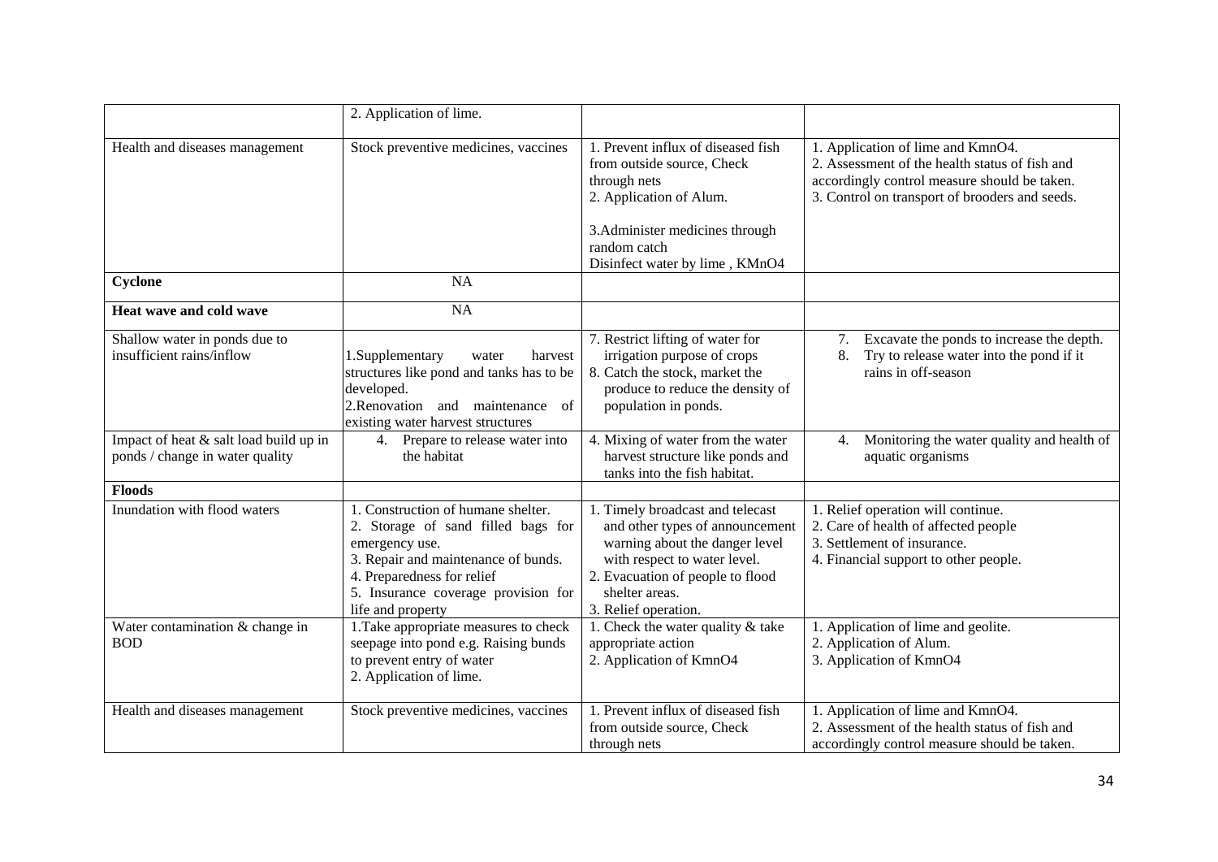| | | | |
|---|---|---|---|
| | 2. Application of lime. | | |
| Health and diseases management | Stock preventive medicines, vaccines | 1. Prevent influx of diseased fish from outside source, Check through nets<br>2. Application of Alum.<br><br>3.Administer medicines through random catch<br>Disinfect water by lime , KMnO4 | 1. Application of lime and KmnO4.<br>2. Assessment of the health status of fish and accordingly control measure should be taken.<br>3. Control on transport of brooders and seeds. |
| **Cyclone** | NA | | |
| **Heat wave and cold wave** | NA | | |
| Shallow water in ponds due to insufficient rains/inflow | 1.Supplementary water harvest structures like pond and tanks has to be developed.<br>2.Renovation and maintenance of existing water harvest structures | 7. Restrict lifting of water for irrigation purpose of crops<br>8. Catch the stock, market the produce to reduce the density of population in ponds. | 7. Excavate the ponds to increase the depth.<br>8. Try to release water into the pond if it rains in off-season |
| Impact of heat & salt load build up in ponds / change in water quality | 4. Prepare to release water into the habitat | 4. Mixing of water from the water harvest structure like ponds and tanks into the fish habitat. | 4. Monitoring the water quality and health of aquatic organisms |
| **Floods** | | | |
| Inundation with flood waters | 1. Construction of humane shelter.<br>2. Storage of sand filled bags for emergency use.<br>3. Repair and maintenance of bunds.<br>4. Preparedness for relief<br>5. Insurance coverage provision for life and property | 1. Timely broadcast and telecast and other types of announcement warning about the danger level with respect to water level.<br>2. Evacuation of people to flood shelter areas.<br>3. Relief operation. | 1. Relief operation will continue.<br>2. Care of health of affected people<br>3. Settlement of insurance.<br>4. Financial support to other people. |
| Water contamination & change in BOD | 1.Take appropriate measures to check seepage into pond e.g. Raising bunds to prevent entry of water<br>2. Application of lime. | 1. Check the water quality & take appropriate action<br>2. Application of KmnO4 | 1. Application of lime and geolite.<br>2. Application of Alum.<br>3. Application of KmnO4 |
| Health and diseases management | Stock preventive medicines, vaccines | 1. Prevent influx of diseased fish from outside source, Check through nets | 1. Application of lime and KmnO4.<br>2. Assessment of the health status of fish and accordingly control measure should be taken. |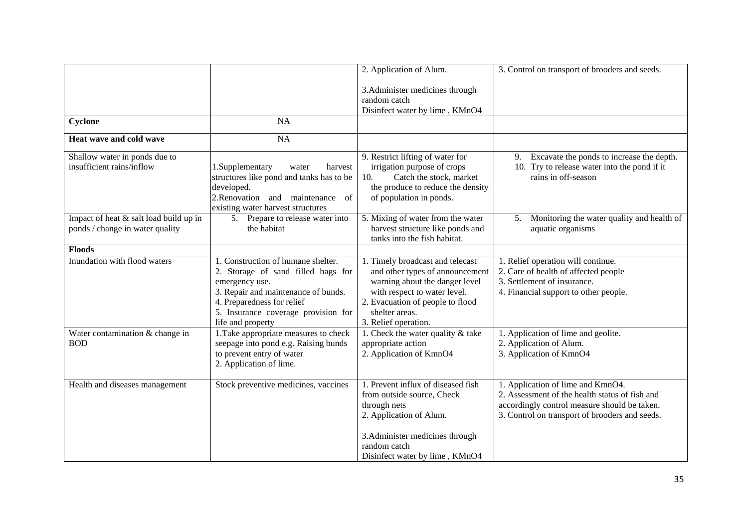| | | | |
|---|---|---|---|
| | | 2. Application of Alum.<br><br>3.Administer medicines through random catch<br>Disinfect water by lime , KMnO4 | 3. Control on transport of brooders and seeds. |
| **Cyclone** | NA | | |
| **Heat wave and cold wave** | NA | | |
| Shallow water in ponds due to insufficient rains/inflow | 1.Supplementary water harvest structures like pond and tanks has to be developed.<br>2.Renovation and maintenance of existing water harvest structures | 9. Restrict lifting of water for irrigation purpose of crops<br>10. Catch the stock, market the produce to reduce the density of population in ponds. | 9. Excavate the ponds to increase the depth.<br>10. Try to release water into the pond if it rains in off-season |
| Impact of heat & salt load build up in ponds / change in water quality | 5. Prepare to release water into the habitat | 5. Mixing of water from the water harvest structure like ponds and tanks into the fish habitat. | 5. Monitoring the water quality and health of aquatic organisms |
| **Floods** | | | |
| Inundation with flood waters | 1. Construction of humane shelter.<br>2. Storage of sand filled bags for emergency use.<br>3. Repair and maintenance of bunds.<br>4. Preparedness for relief<br>5. Insurance coverage provision for life and property | 1. Timely broadcast and telecast and other types of announcement warning about the danger level with respect to water level.<br>2. Evacuation of people to flood shelter areas.<br>3. Relief operation. | 1. Relief operation will continue.<br>2. Care of health of affected people<br>3. Settlement of insurance.<br>4. Financial support to other people. |
| Water contamination & change in BOD | 1.Take appropriate measures to check seepage into pond e.g. Raising bunds to prevent entry of water<br>2. Application of lime. | 1. Check the water quality & take appropriate action<br>2. Application of KmnO4 | 1. Application of lime and geolite.<br>2. Application of Alum.<br>3. Application of KmnO4 |
| Health and diseases management | Stock preventive medicines, vaccines | 1. Prevent influx of diseased fish from outside source, Check through nets<br>2. Application of Alum.<br><br>3.Administer medicines through random catch<br>Disinfect water by lime , KMnO4 | 1. Application of lime and KmnO4.<br>2. Assessment of the health status of fish and accordingly control measure should be taken.<br>3. Control on transport of brooders and seeds. |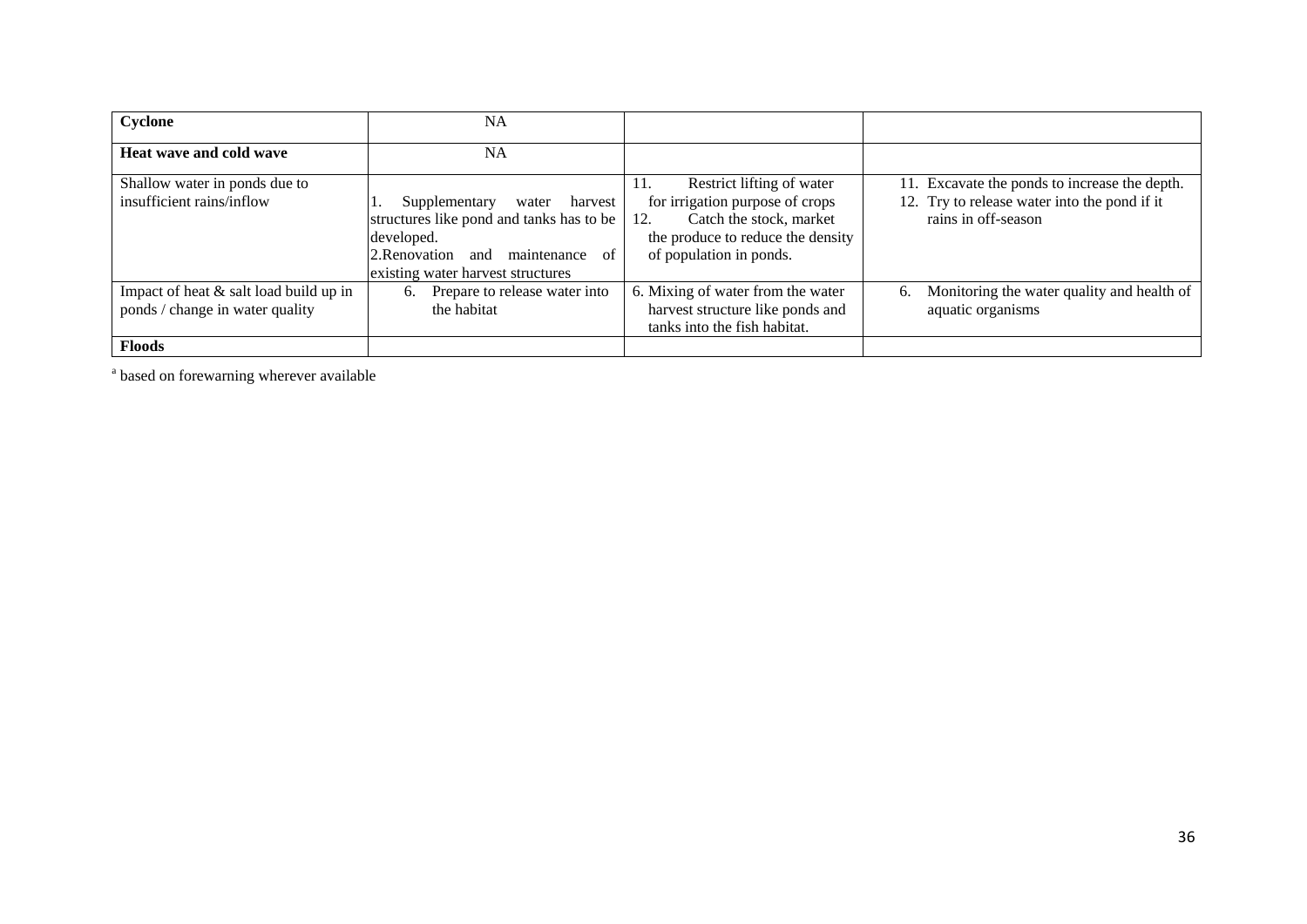| | | | |
|---|---|---|---|
| **Cyclone** | NA | | |
| **Heat wave and cold wave** | NA | | |
| Shallow water in ponds due to insufficient rains/inflow | 1. Supplementary water harvest structures like pond and tanks has to be developed.<br>2.Renovation and maintenance of existing water harvest structures | 11. Restrict lifting of water for irrigation purpose of crops<br>12. Catch the stock, market the produce to reduce the density of population in ponds. | 11. Excavate the ponds to increase the depth.<br>12. Try to release water into the pond if it rains in off-season |
| Impact of heat & salt load build up in ponds / change in water quality | 6. Prepare to release water into the habitat | 6. Mixing of water from the water harvest structure like ponds and tanks into the fish habitat. | 6. Monitoring the water quality and health of aquatic organisms |
| **Floods** | | | |

[a] based on forewarning wherever available